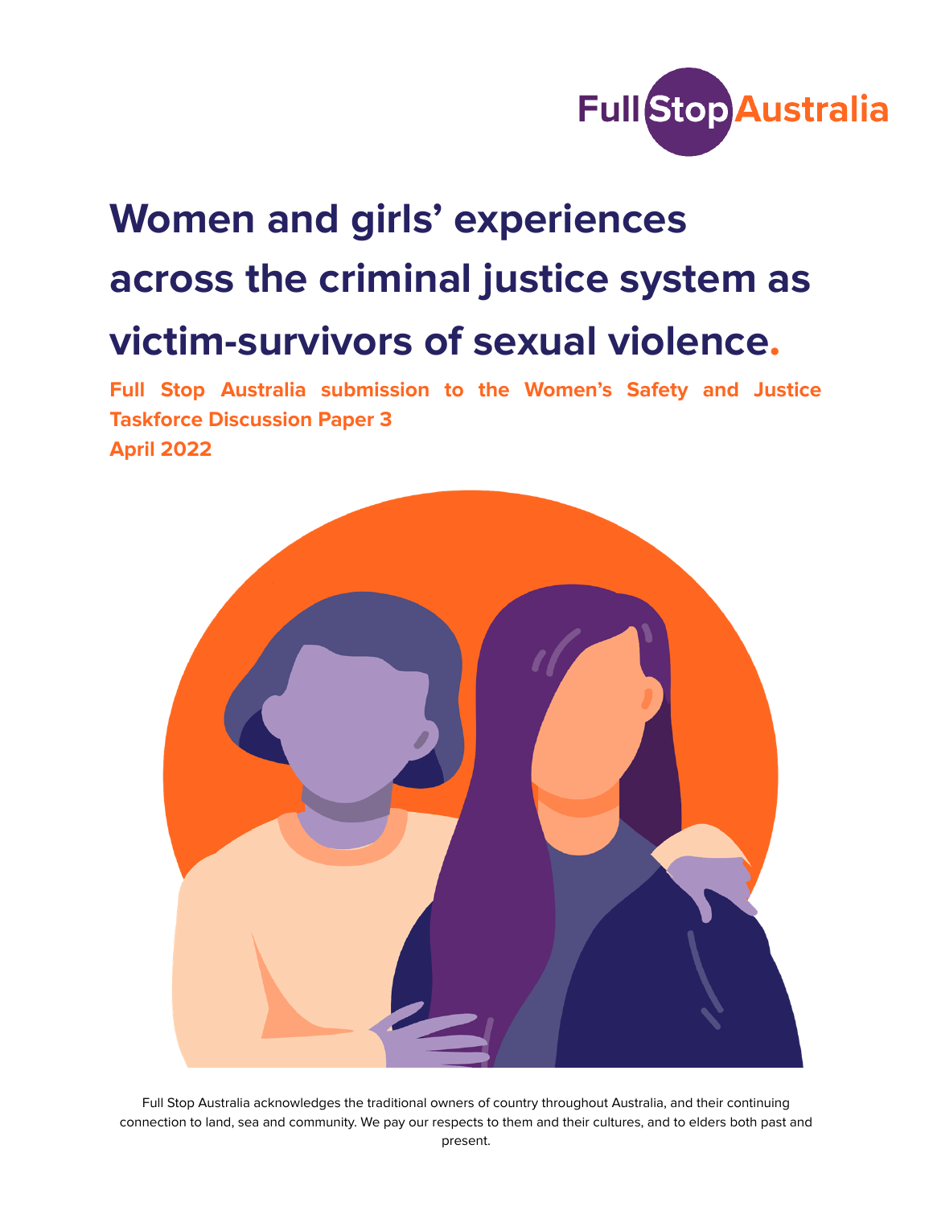Full Stop Australia

# Women and girls' experiences across the criminal justice system as victim-survivors of sexual violence.

**Full Stop Australia submission to the Women's Safety and Justice Taskforce Discussion Paper 3**
**April 2022**

Full Stop Australia acknowledges the traditional owners of country throughout Australia, and their continuing connection to land, sea and community. We pay our respects to them and their cultures, and to elders both past and present.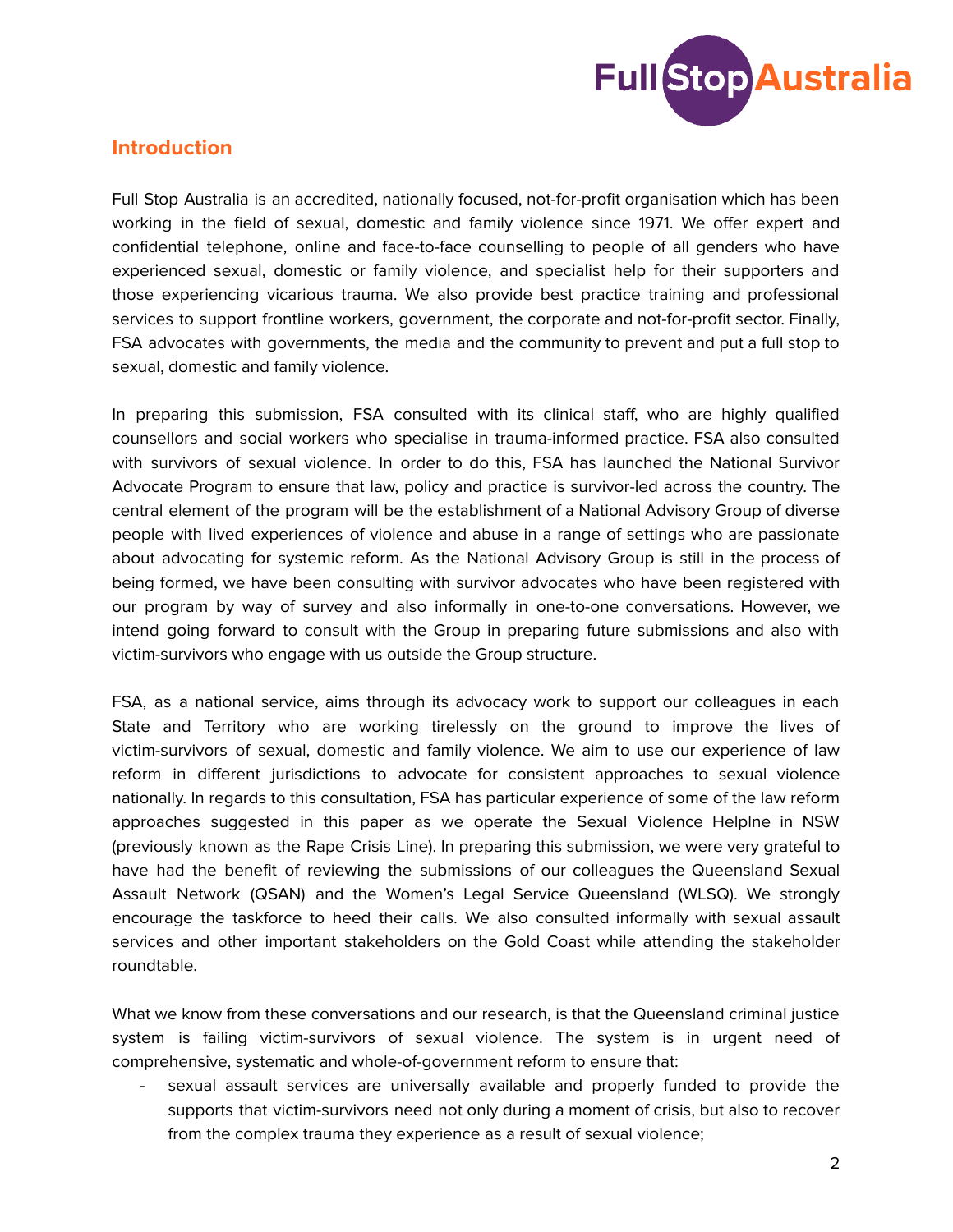## Introduction

Full Stop Australia is an accredited, nationally focused, not-for-profit organisation which has been working in the field of sexual, domestic and family violence since 1971. We offer expert and confidential telephone, online and face-to-face counselling to people of all genders who have experienced sexual, domestic or family violence, and specialist help for their supporters and those experiencing vicarious trauma. We also provide best practice training and professional services to support frontline workers, government, the corporate and not-for-profit sector. Finally, FSA advocates with governments, the media and the community to prevent and put a full stop to sexual, domestic and family violence.

In preparing this submission, FSA consulted with its clinical staff, who are highly qualified counsellors and social workers who specialise in trauma-informed practice. FSA also consulted with survivors of sexual violence. In order to do this, FSA has launched the National Survivor Advocate Program to ensure that law, policy and practice is survivor-led across the country. The central element of the program will be the establishment of a National Advisory Group of diverse people with lived experiences of violence and abuse in a range of settings who are passionate about advocating for systemic reform. As the National Advisory Group is still in the process of being formed, we have been consulting with survivor advocates who have been registered with our program by way of survey and also informally in one-to-one conversations. However, we intend going forward to consult with the Group in preparing future submissions and also with victim-survivors who engage with us outside the Group structure.

FSA, as a national service, aims through its advocacy work to support our colleagues in each State and Territory who are working tirelessly on the ground to improve the lives of victim-survivors of sexual, domestic and family violence. We aim to use our experience of law reform in different jurisdictions to advocate for consistent approaches to sexual violence nationally. In regards to this consultation, FSA has particular experience of some of the law reform approaches suggested in this paper as we operate the Sexual Violence Helplne in NSW (previously known as the Rape Crisis Line). In preparing this submission, we were very grateful to have had the benefit of reviewing the submissions of our colleagues the Queensland Sexual Assault Network (QSAN) and the Women's Legal Service Queensland (WLSQ). We strongly encourage the taskforce to heed their calls. We also consulted informally with sexual assault services and other important stakeholders on the Gold Coast while attending the stakeholder roundtable.

What we know from these conversations and our research, is that the Queensland criminal justice system is failing victim-survivors of sexual violence. The system is in urgent need of comprehensive, systematic and whole-of-government reform to ensure that:

- sexual assault services are universally available and properly funded to provide the supports that victim-survivors need not only during a moment of crisis, but also to recover from the complex trauma they experience as a result of sexual violence;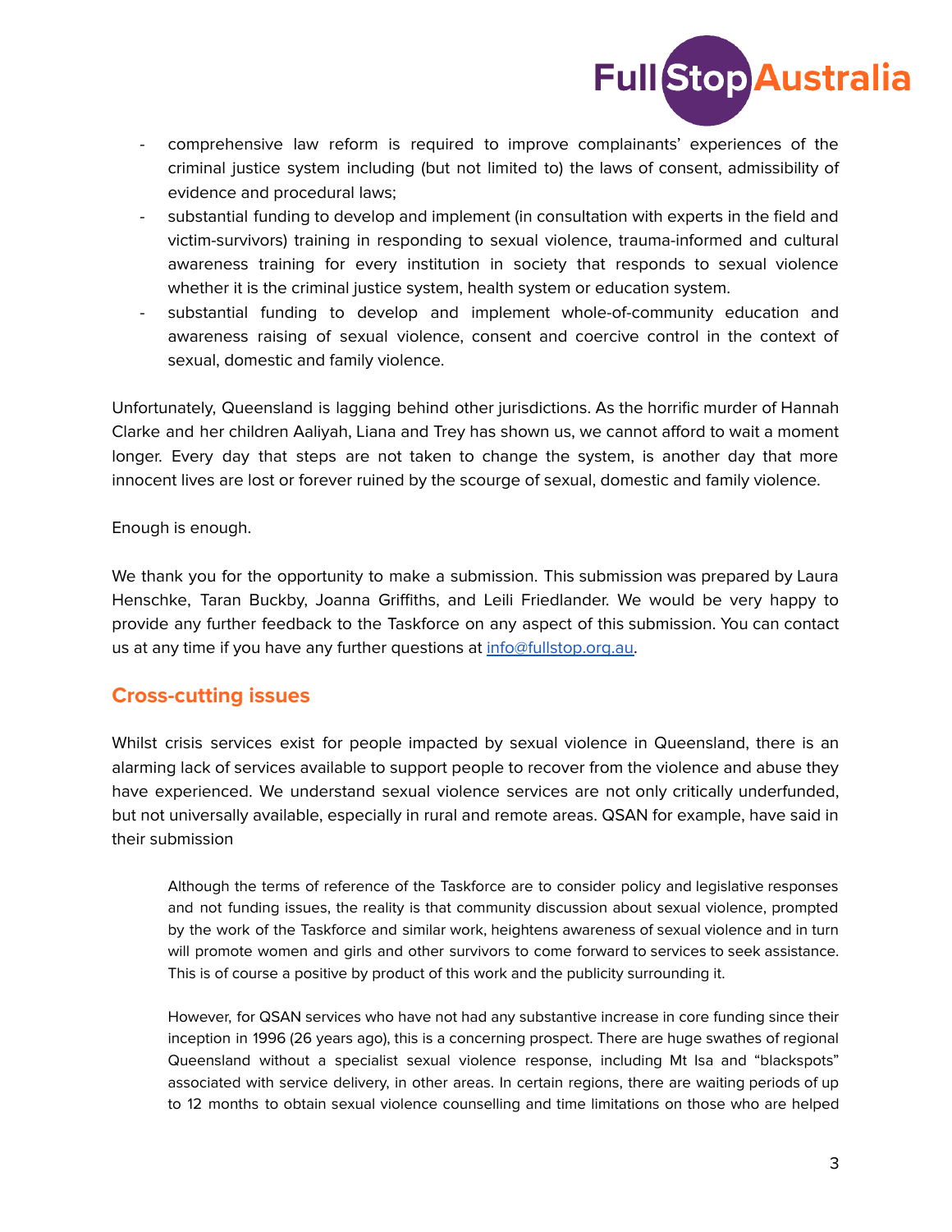- comprehensive law reform is required to improve complainants' experiences of the criminal justice system including (but not limited to) the laws of consent, admissibility of evidence and procedural laws;
- substantial funding to develop and implement (in consultation with experts in the field and victim-survivors) training in responding to sexual violence, trauma-informed and cultural awareness training for every institution in society that responds to sexual violence whether it is the criminal justice system, health system or education system.
- substantial funding to develop and implement whole-of-community education and awareness raising of sexual violence, consent and coercive control in the context of sexual, domestic and family violence.

Unfortunately, Queensland is lagging behind other jurisdictions. As the horrific murder of Hannah Clarke and her children Aaliyah, Liana and Trey has shown us, we cannot afford to wait a moment longer. Every day that steps are not taken to change the system, is another day that more innocent lives are lost or forever ruined by the scourge of sexual, domestic and family violence.

Enough is enough.

We thank you for the opportunity to make a submission. This submission was prepared by Laura Henschke, Taran Buckby, Joanna Griffiths, and Leili Friedlander. We would be very happy to provide any further feedback to the Taskforce on any aspect of this submission. You can contact us at any time if you have any further questions at info@fullstop.org.au.

## Cross-cutting issues

Whilst crisis services exist for people impacted by sexual violence in Queensland, there is an alarming lack of services available to support people to recover from the violence and abuse they have experienced. We understand sexual violence services are not only critically underfunded, but not universally available, especially in rural and remote areas. QSAN for example, have said in their submission

> Although the terms of reference of the Taskforce are to consider policy and legislative responses and not funding issues, the reality is that community discussion about sexual violence, prompted by the work of the Taskforce and similar work, heightens awareness of sexual violence and in turn will promote women and girls and other survivors to come forward to services to seek assistance. This is of course a positive by product of this work and the publicity surrounding it.
>
> However, for QSAN services who have not had any substantive increase in core funding since their inception in 1996 (26 years ago), this is a concerning prospect. There are huge swathes of regional Queensland without a specialist sexual violence response, including Mt Isa and "blackspots" associated with service delivery, in other areas. In certain regions, there are waiting periods of up to 12 months to obtain sexual violence counselling and time limitations on those who are helped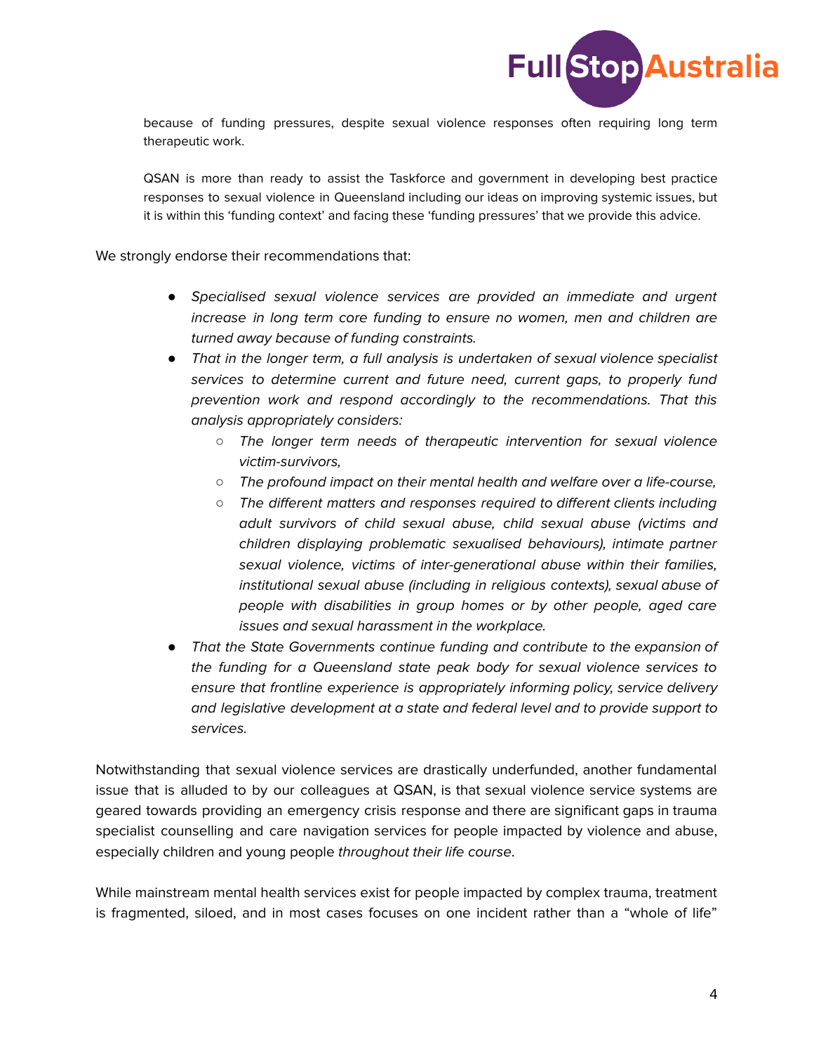> because of funding pressures, despite sexual violence responses often requiring long term therapeutic work.
>
> QSAN is more than ready to assist the Taskforce and government in developing best practice responses to sexual violence in Queensland including our ideas on improving systemic issues, but it is within this 'funding context' and facing these 'funding pressures' that we provide this advice.

We strongly endorse their recommendations that:

- *Specialised sexual violence services are provided an immediate and urgent increase in long term core funding to ensure no women, men and children are turned away because of funding constraints.*
- *That in the longer term, a full analysis is undertaken of sexual violence specialist services to determine current and future need, current gaps, to properly fund prevention work and respond accordingly to the recommendations. That this analysis appropriately considers:*
    - *The longer term needs of therapeutic intervention for sexual violence victim-survivors,*
    - *The profound impact on their mental health and welfare over a life-course,*
    - *The different matters and responses required to different clients including adult survivors of child sexual abuse, child sexual abuse (victims and children displaying problematic sexualised behaviours), intimate partner sexual violence, victims of inter-generational abuse within their families, institutional sexual abuse (including in religious contexts), sexual abuse of people with disabilities in group homes or by other people, aged care issues and sexual harassment in the workplace.*
- *That the State Governments continue funding and contribute to the expansion of the funding for a Queensland state peak body for sexual violence services to ensure that frontline experience is appropriately informing policy, service delivery and legislative development at a state and federal level and to provide support to services.*

Notwithstanding that sexual violence services are drastically underfunded, another fundamental issue that is alluded to by our colleagues at QSAN, is that sexual violence service systems are geared towards providing an emergency crisis response and there are significant gaps in trauma specialist counselling and care navigation services for people impacted by violence and abuse, especially children and young people *throughout their life course*.

While mainstream mental health services exist for people impacted by complex trauma, treatment is fragmented, siloed, and in most cases focuses on one incident rather than a "whole of life"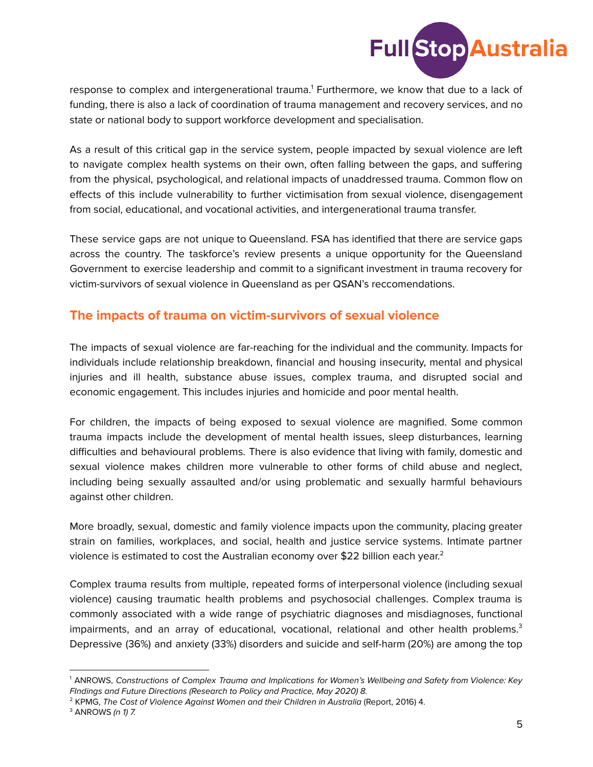response to complex and intergenerational trauma.[1] Furthermore, we know that due to a lack of funding, there is also a lack of coordination of trauma management and recovery services, and no state or national body to support workforce development and specialisation.

As a result of this critical gap in the service system, people impacted by sexual violence are left to navigate complex health systems on their own, often falling between the gaps, and suffering from the physical, psychological, and relational impacts of unaddressed trauma. Common flow on effects of this include vulnerability to further victimisation from sexual violence, disengagement from social, educational, and vocational activities, and intergenerational trauma transfer.

These service gaps are not unique to Queensland. FSA has identified that there are service gaps across the country. The taskforce's review presents a unique opportunity for the Queensland Government to exercise leadership and commit to a significant investment in trauma recovery for victim-survivors of sexual violence in Queensland as per QSAN's reccomendations.

## The impacts of trauma on victim-survivors of sexual violence

The impacts of sexual violence are far-reaching for the individual and the community. Impacts for individuals include relationship breakdown, financial and housing insecurity, mental and physical injuries and ill health, substance abuse issues, complex trauma, and disrupted social and economic engagement. This includes injuries and homicide and poor mental health.

For children, the impacts of being exposed to sexual violence are magnified. Some common trauma impacts include the development of mental health issues, sleep disturbances, learning difficulties and behavioural problems. There is also evidence that living with family, domestic and sexual violence makes children more vulnerable to other forms of child abuse and neglect, including being sexually assaulted and/or using problematic and sexually harmful behaviours against other children.

More broadly, sexual, domestic and family violence impacts upon the community, placing greater strain on families, workplaces, and social, health and justice service systems. Intimate partner violence is estimated to cost the Australian economy over $22 billion each year.[2]

Complex trauma results from multiple, repeated forms of interpersonal violence (including sexual violence) causing traumatic health problems and psychosocial challenges. Complex trauma is commonly associated with a wide range of psychiatric diagnoses and misdiagnoses, functional impairments, and an array of educational, vocational, relational and other health problems.[3] Depressive (36%) and anxiety (33%) disorders and suicide and self-harm (20%) are among the top

---

[1] ANROWS, *Constructions of Complex Trauma and Implications for Women's Wellbeing and Safety from Violence: Key FIndings and Future Directions (Research to Policy and Practice, May 2020) 8.*

[2] KPMG, *The Cost of Violence Against Women and their Children in Australia* (Report, 2016) 4.

[3] ANROWS *(n 1) 7.*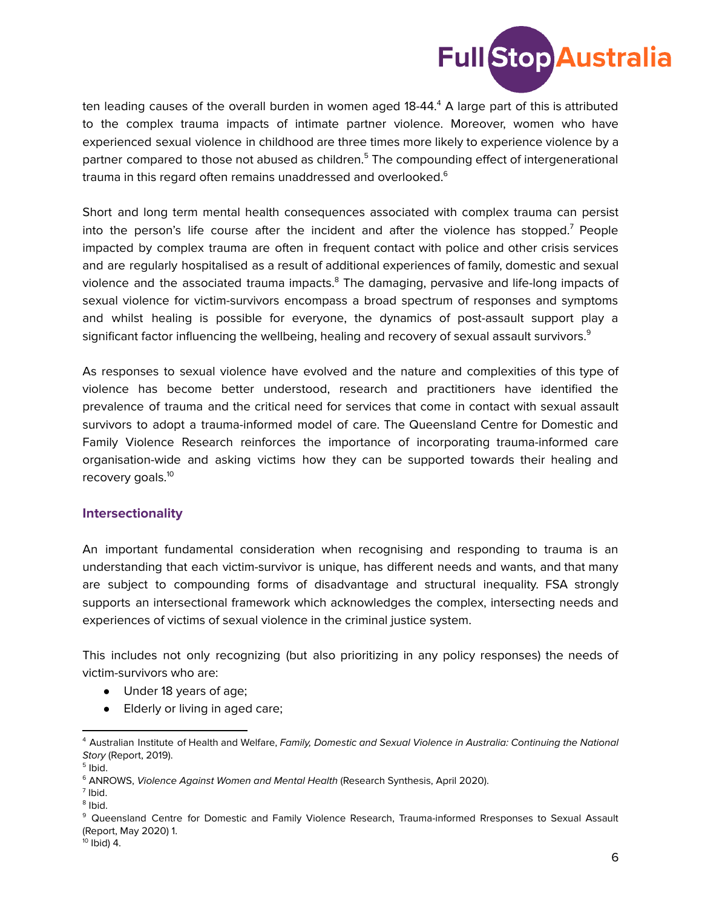ten leading causes of the overall burden in women aged 18-44.[4] A large part of this is attributed to the complex trauma impacts of intimate partner violence. Moreover, women who have experienced sexual violence in childhood are three times more likely to experience violence by a partner compared to those not abused as children.[5] The compounding effect of intergenerational trauma in this regard often remains unaddressed and overlooked.[6]

Short and long term mental health consequences associated with complex trauma can persist into the person's life course after the incident and after the violence has stopped.[7] People impacted by complex trauma are often in frequent contact with police and other crisis services and are regularly hospitalised as a result of additional experiences of family, domestic and sexual violence and the associated trauma impacts.[8] The damaging, pervasive and life-long impacts of sexual violence for victim-survivors encompass a broad spectrum of responses and symptoms and whilst healing is possible for everyone, the dynamics of post-assault support play a significant factor influencing the wellbeing, healing and recovery of sexual assault survivors.[9]

As responses to sexual violence have evolved and the nature and complexities of this type of violence has become better understood, research and practitioners have identified the prevalence of trauma and the critical need for services that come in contact with sexual assault survivors to adopt a trauma-informed model of care. The Queensland Centre for Domestic and Family Violence Research reinforces the importance of incorporating trauma-informed care organisation-wide and asking victims how they can be supported towards their healing and recovery goals.[10]

### Intersectionality

An important fundamental consideration when recognising and responding to trauma is an understanding that each victim-survivor is unique, has different needs and wants, and that many are subject to compounding forms of disadvantage and structural inequality. FSA strongly supports an intersectional framework which acknowledges the complex, intersecting needs and experiences of victims of sexual violence in the criminal justice system.

This includes not only recognizing (but also prioritizing in any policy responses) the needs of victim-survivors who are:

- Under 18 years of age;
- Elderly or living in aged care;

---

[4] Australian Institute of Health and Welfare, *Family, Domestic and Sexual Violence in Australia: Continuing the National Story* (Report, 2019).

[5] Ibid.

[6] ANROWS, *Violence Against Women and Mental Health* (Research Synthesis, April 2020).

[7] Ibid.

[8] Ibid.

[9] Queensland Centre for Domestic and Family Violence Research, Trauma-informed Rresponses to Sexual Assault (Report, May 2020) 1.

[10] Ibid) 4.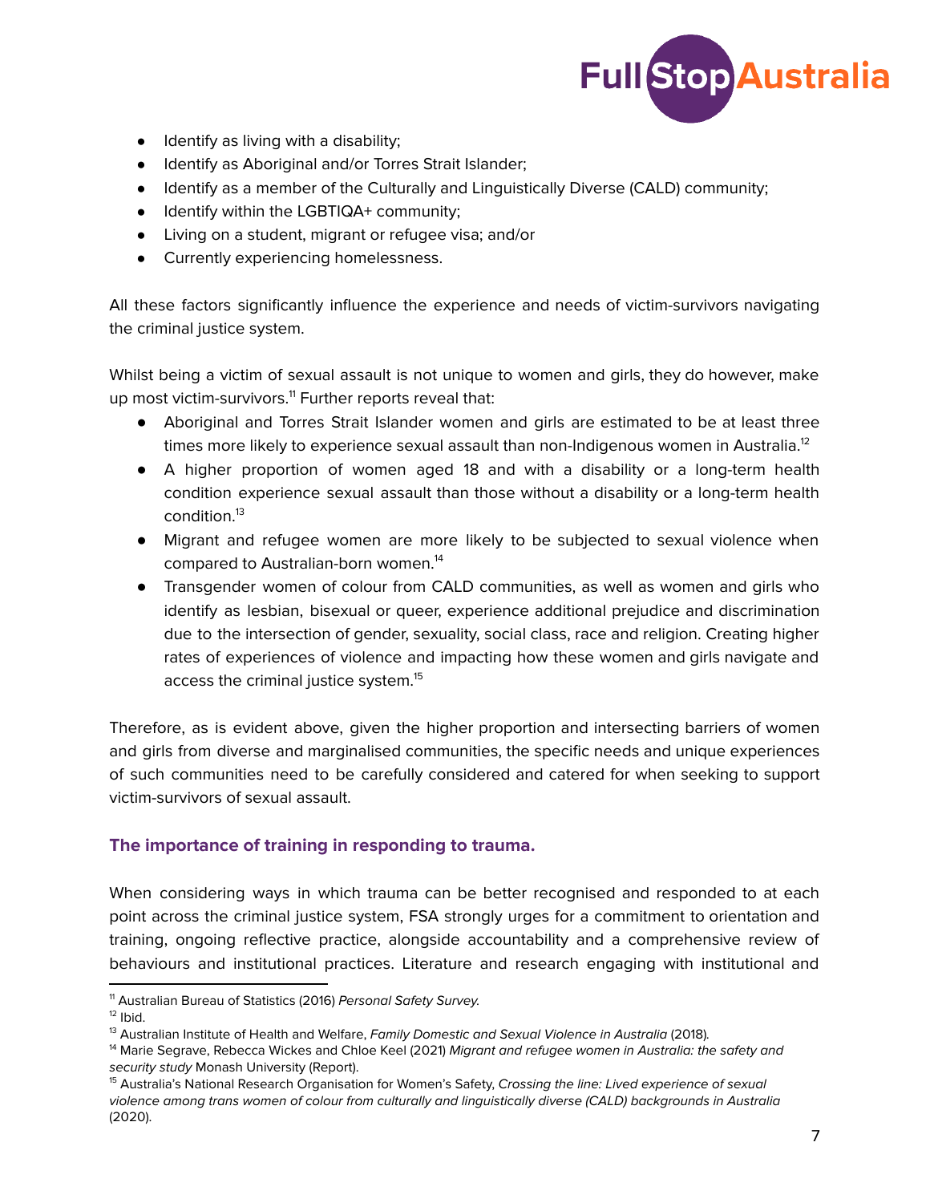- Identify as living with a disability;
- Identify as Aboriginal and/or Torres Strait Islander;
- Identify as a member of the Culturally and Linguistically Diverse (CALD) community;
- Identify within the LGBTIQA+ community;
- Living on a student, migrant or refugee visa; and/or
- Currently experiencing homelessness.

All these factors significantly influence the experience and needs of victim-survivors navigating the criminal justice system.

Whilst being a victim of sexual assault is not unique to women and girls, they do however, make up most victim-survivors.[11] Further reports reveal that:

- Aboriginal and Torres Strait Islander women and girls are estimated to be at least three times more likely to experience sexual assault than non-Indigenous women in Australia.[12]
- A higher proportion of women aged 18 and with a disability or a long-term health condition experience sexual assault than those without a disability or a long-term health condition.[13]
- Migrant and refugee women are more likely to be subjected to sexual violence when compared to Australian-born women.[14]
- Transgender women of colour from CALD communities, as well as women and girls who identify as lesbian, bisexual or queer, experience additional prejudice and discrimination due to the intersection of gender, sexuality, social class, race and religion. Creating higher rates of experiences of violence and impacting how these women and girls navigate and access the criminal justice system.[15]

Therefore, as is evident above, given the higher proportion and intersecting barriers of women and girls from diverse and marginalised communities, the specific needs and unique experiences of such communities need to be carefully considered and catered for when seeking to support victim-survivors of sexual assault.

### The importance of training in responding to trauma.

When considering ways in which trauma can be better recognised and responded to at each point across the criminal justice system, FSA strongly urges for a commitment to orientation and training, ongoing reflective practice, alongside accountability and a comprehensive review of behaviours and institutional practices. Literature and research engaging with institutional and

---

[11] Australian Bureau of Statistics (2016) *Personal Safety Survey.*

[12] Ibid.

[13] Australian Institute of Health and Welfare, *Family Domestic and Sexual Violence in Australia* (2018).

[14] Marie Segrave, Rebecca Wickes and Chloe Keel (2021) *Migrant and refugee women in Australia: the safety and security study* Monash University (Report).

[15] Australia's National Research Organisation for Women's Safety, *Crossing the line: Lived experience of sexual violence among trans women of colour from culturally and linguistically diverse (CALD) backgrounds in Australia* (2020).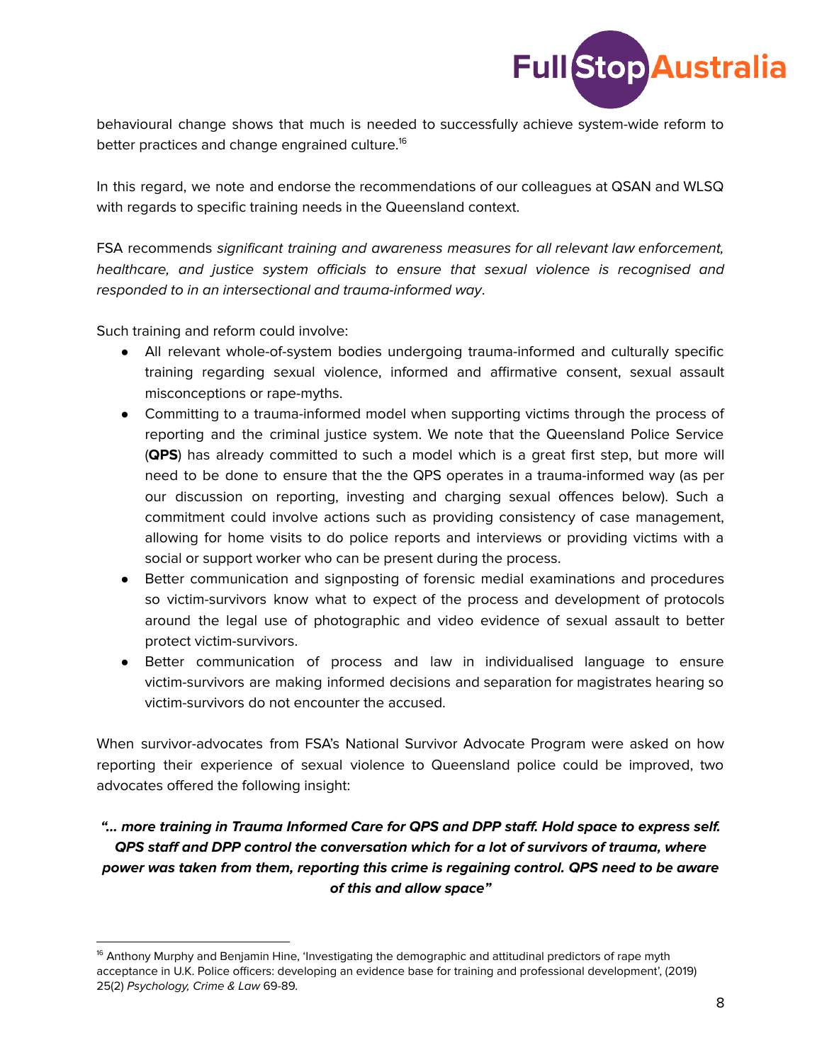behavioural change shows that much is needed to successfully achieve system-wide reform to better practices and change engrained culture.[16]

In this regard, we note and endorse the recommendations of our colleagues at QSAN and WLSQ with regards to specific training needs in the Queensland context.

FSA recommends *significant training and awareness measures for all relevant law enforcement, healthcare, and justice system officials to ensure that sexual violence is recognised and responded to in an intersectional and trauma-informed way*.

Such training and reform could involve:

- All relevant whole-of-system bodies undergoing trauma-informed and culturally specific training regarding sexual violence, informed and affirmative consent, sexual assault misconceptions or rape-myths.
- Committing to a trauma-informed model when supporting victims through the process of reporting and the criminal justice system. We note that the Queensland Police Service (**QPS**) has already committed to such a model which is a great first step, but more will need to be done to ensure that the the QPS operates in a trauma-informed way (as per our discussion on reporting, investing and charging sexual offences below). Such a commitment could involve actions such as providing consistency of case management, allowing for home visits to do police reports and interviews or providing victims with a social or support worker who can be present during the process.
- Better communication and signposting of forensic medial examinations and procedures so victim-survivors know what to expect of the process and development of protocols around the legal use of photographic and video evidence of sexual assault to better protect victim-survivors.
- Better communication of process and law in individualised language to ensure victim-survivors are making informed decisions and separation for magistrates hearing so victim-survivors do not encounter the accused.

When survivor-advocates from FSA's National Survivor Advocate Program were asked on how reporting their experience of sexual violence to Queensland police could be improved, two advocates offered the following insight:

***"... more training in Trauma Informed Care for QPS and DPP staff. Hold space to express self. QPS staff and DPP control the conversation which for a lot of survivors of trauma, where power was taken from them, reporting this crime is regaining control. QPS need to be aware of this and allow space"***

[16] Anthony Murphy and Benjamin Hine, 'Investigating the demographic and attitudinal predictors of rape myth acceptance in U.K. Police officers: developing an evidence base for training and professional development', (2019) 25(2) *Psychology, Crime & Law* 69-89.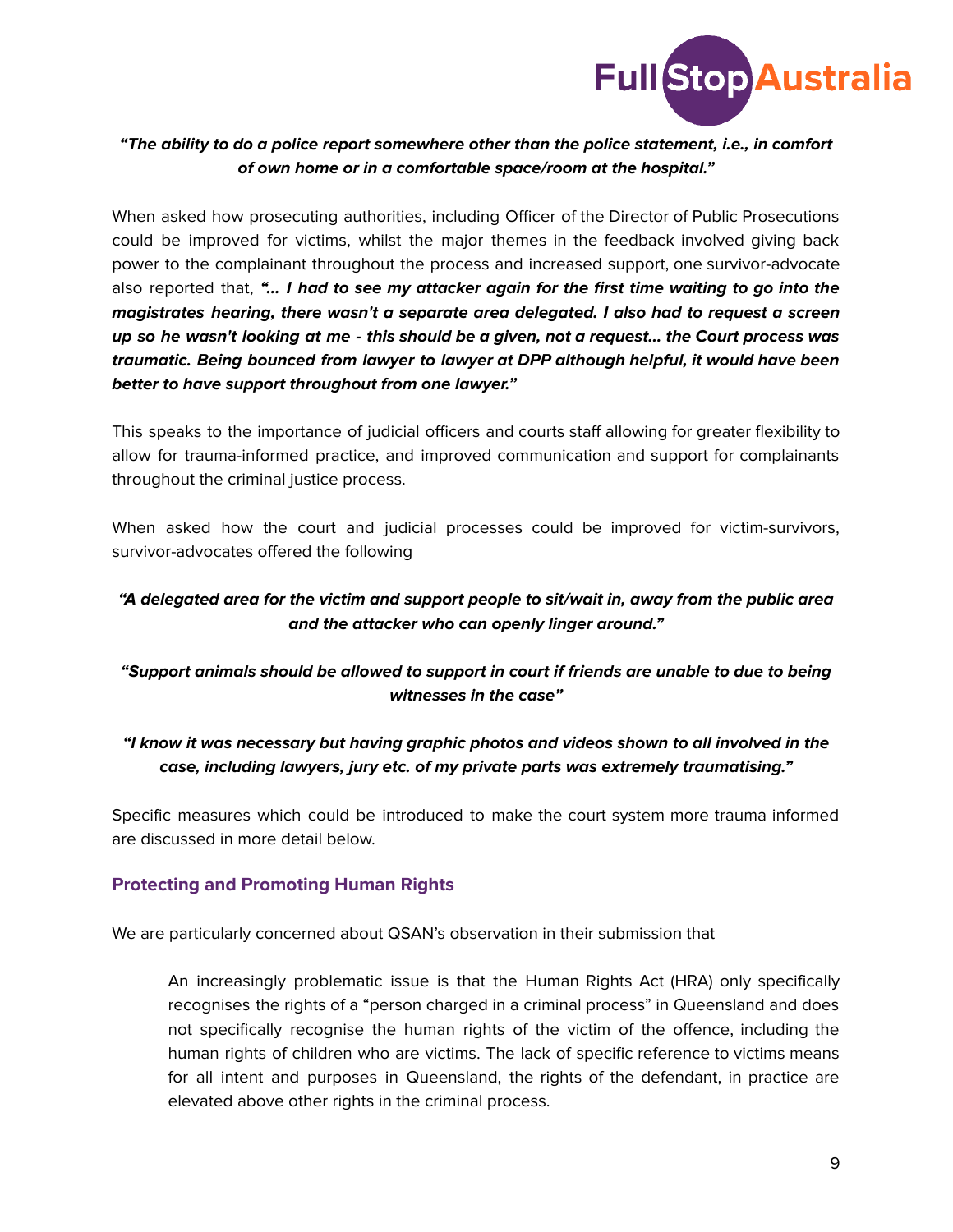***"The ability to do a police report somewhere other than the police statement, i.e., in comfort of own home or in a comfortable space/room at the hospital."***

When asked how prosecuting authorities, including Officer of the Director of Public Prosecutions could be improved for victims, whilst the major themes in the feedback involved giving back power to the complainant throughout the process and increased support, one survivor-advocate also reported that, ***"… I had to see my attacker again for the first time waiting to go into the magistrates hearing, there wasn't a separate area delegated. I also had to request a screen up so he wasn't looking at me - this should be a given, not a request… the Court process was traumatic. Being bounced from lawyer to lawyer at DPP although helpful, it would have been better to have support throughout from one lawyer."***

This speaks to the importance of judicial officers and courts staff allowing for greater flexibility to allow for trauma-informed practice, and improved communication and support for complainants throughout the criminal justice process.

When asked how the court and judicial processes could be improved for victim-survivors, survivor-advocates offered the following

***"A delegated area for the victim and support people to sit/wait in, away from the public area and the attacker who can openly linger around."***

***"Support animals should be allowed to support in court if friends are unable to due to being witnesses in the case"***

***"I know it was necessary but having graphic photos and videos shown to all involved in the case, including lawyers, jury etc. of my private parts was extremely traumatising."***

Specific measures which could be introduced to make the court system more trauma informed are discussed in more detail below.

## Protecting and Promoting Human Rights

We are particularly concerned about QSAN's observation in their submission that

> An increasingly problematic issue is that the Human Rights Act (HRA) only specifically recognises the rights of a "person charged in a criminal process" in Queensland and does not specifically recognise the human rights of the victim of the offence, including the human rights of children who are victims. The lack of specific reference to victims means for all intent and purposes in Queensland, the rights of the defendant, in practice are elevated above other rights in the criminal process.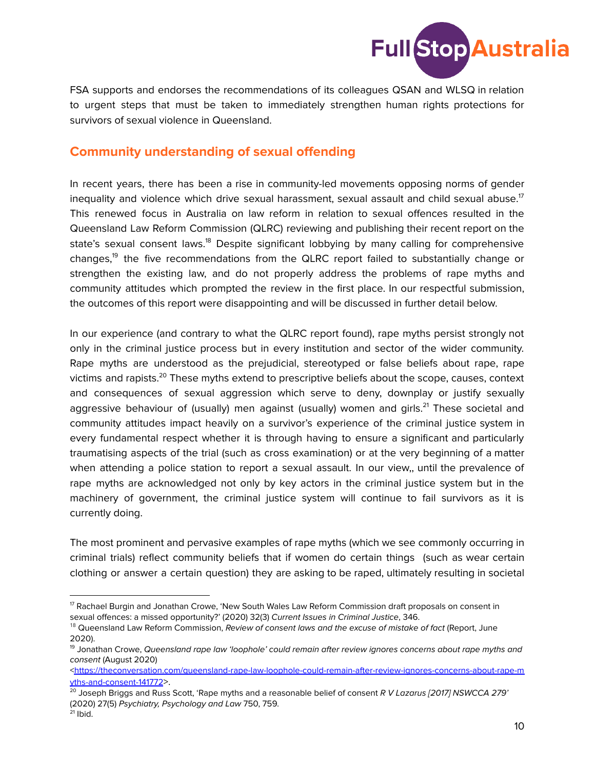FSA supports and endorses the recommendations of its colleagues QSAN and WLSQ in relation to urgent steps that must be taken to immediately strengthen human rights protections for survivors of sexual violence in Queensland.

## Community understanding of sexual offending

In recent years, there has been a rise in community-led movements opposing norms of gender inequality and violence which drive sexual harassment, sexual assault and child sexual abuse.[17] This renewed focus in Australia on law reform in relation to sexual offences resulted in the Queensland Law Reform Commission (QLRC) reviewing and publishing their recent report on the state's sexual consent laws.[18] Despite significant lobbying by many calling for comprehensive changes,[19] the five recommendations from the QLRC report failed to substantially change or strengthen the existing law, and do not properly address the problems of rape myths and community attitudes which prompted the review in the first place. In our respectful submission, the outcomes of this report were disappointing and will be discussed in further detail below.

In our experience (and contrary to what the QLRC report found), rape myths persist strongly not only in the criminal justice process but in every institution and sector of the wider community. Rape myths are understood as the prejudicial, stereotyped or false beliefs about rape, rape victims and rapists.[20] These myths extend to prescriptive beliefs about the scope, causes, context and consequences of sexual aggression which serve to deny, downplay or justify sexually aggressive behaviour of (usually) men against (usually) women and girls.[21] These societal and community attitudes impact heavily on a survivor's experience of the criminal justice system in every fundamental respect whether it is through having to ensure a significant and particularly traumatising aspects of the trial (such as cross examination) or at the very beginning of a matter when attending a police station to report a sexual assault. In our view,, until the prevalence of rape myths are acknowledged not only by key actors in the criminal justice system but in the machinery of government, the criminal justice system will continue to fail survivors as it is currently doing.

The most prominent and pervasive examples of rape myths (which we see commonly occurring in criminal trials) reflect community beliefs that if women do certain things (such as wear certain clothing or answer a certain question) they are asking to be raped, ultimately resulting in societal

---

[17] Rachael Burgin and Jonathan Crowe, 'New South Wales Law Reform Commission draft proposals on consent in sexual offences: a missed opportunity?' (2020) 32(3) *Current Issues in Criminal Justice*, 346.

[18] Queensland Law Reform Commission, *Review of consent laws and the excuse of mistake of fact* (Report, June 2020).

[19] Jonathan Crowe, *Queensland rape law 'loophole' could remain after review ignores concerns about rape myths and consent* (August 2020) <https://theconversation.com/queensland-rape-law-loophole-could-remain-after-review-ignores-concerns-about-rape-myths-and-consent-141772>.

[20] Joseph Briggs and Russ Scott, 'Rape myths and a reasonable belief of consent *R V Lazarus [2017] NSWCCA 279*' (2020) 27(5) *Psychiatry, Psychology and Law* 750, 759.

[21] Ibid.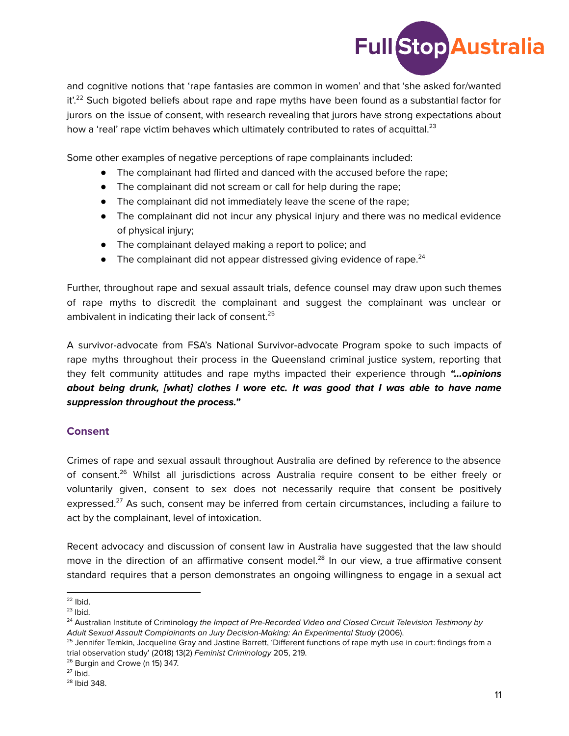and cognitive notions that 'rape fantasies are common in women' and that 'she asked for/wanted it'.[22] Such bigoted beliefs about rape and rape myths have been found as a substantial factor for jurors on the issue of consent, with research revealing that jurors have strong expectations about how a 'real' rape victim behaves which ultimately contributed to rates of acquittal.[23]

Some other examples of negative perceptions of rape complainants included:

- The complainant had flirted and danced with the accused before the rape;
- The complainant did not scream or call for help during the rape;
- The complainant did not immediately leave the scene of the rape;
- The complainant did not incur any physical injury and there was no medical evidence of physical injury;
- The complainant delayed making a report to police; and
- The complainant did not appear distressed giving evidence of rape.[24]

Further, throughout rape and sexual assault trials, defence counsel may draw upon such themes of rape myths to discredit the complainant and suggest the complainant was unclear or ambivalent in indicating their lack of consent.[25]

A survivor-advocate from FSA's National Survivor-advocate Program spoke to such impacts of rape myths throughout their process in the Queensland criminal justice system, reporting that they felt community attitudes and rape myths impacted their experience through ***"...opinions about being drunk, [what] clothes I wore etc. It was good that I was able to have name suppression throughout the process."***

## Consent

Crimes of rape and sexual assault throughout Australia are defined by reference to the absence of consent.[26] Whilst all jurisdictions across Australia require consent to be either freely or voluntarily given, consent to sex does not necessarily require that consent be positively expressed.[27] As such, consent may be inferred from certain circumstances, including a failure to act by the complainant, level of intoxication.

Recent advocacy and discussion of consent law in Australia have suggested that the law should move in the direction of an affirmative consent model.[28] In our view, a true affirmative consent standard requires that a person demonstrates an ongoing willingness to engage in a sexual act

---

[22] Ibid.

[23] Ibid.

[24] Australian Institute of Criminology *the Impact of Pre-Recorded Video and Closed Circuit Television Testimony by Adult Sexual Assault Complainants on Jury Decision-Making: An Experimental Study* (2006).

[25] Jennifer Temkin, Jacqueline Gray and Jastine Barrett, 'Different functions of rape myth use in court: findings from a trial observation study' (2018) 13(2) *Feminist Criminology* 205, 219.

[26] Burgin and Crowe (n 15) 347.

[27] Ibid.

[28] Ibid 348.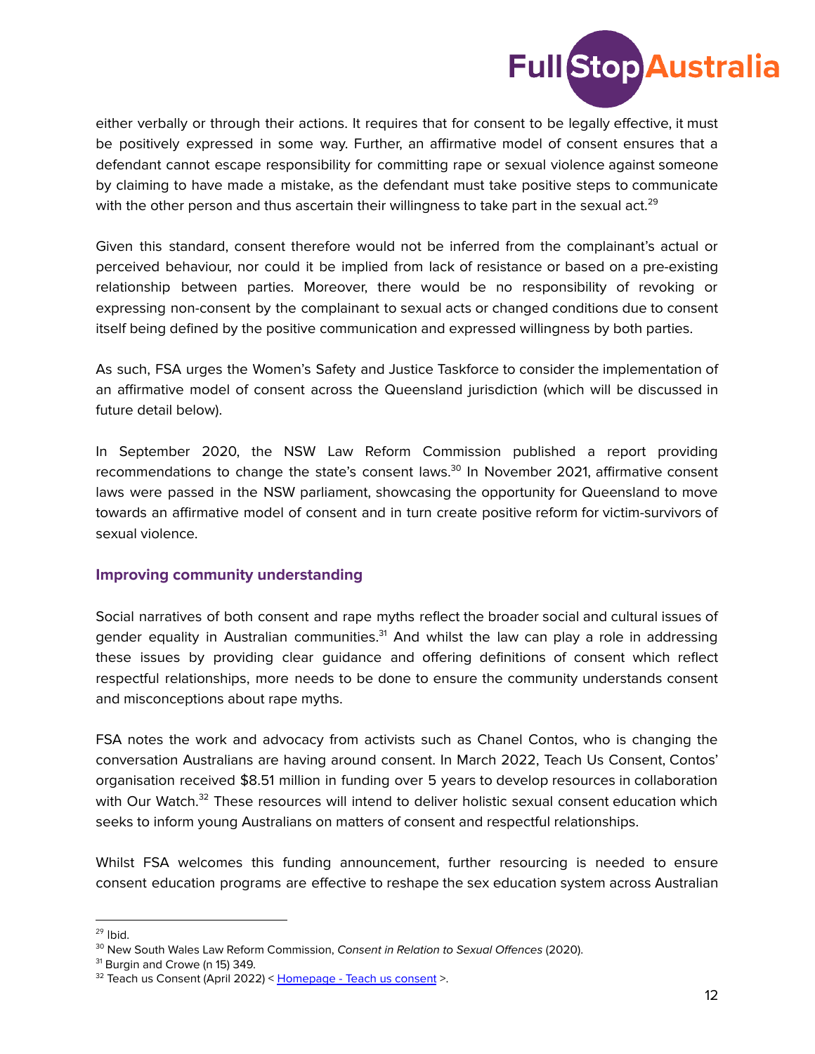either verbally or through their actions. It requires that for consent to be legally effective, it must be positively expressed in some way. Further, an affirmative model of consent ensures that a defendant cannot escape responsibility for committing rape or sexual violence against someone by claiming to have made a mistake, as the defendant must take positive steps to communicate with the other person and thus ascertain their willingness to take part in the sexual act.[29]

Given this standard, consent therefore would not be inferred from the complainant's actual or perceived behaviour, nor could it be implied from lack of resistance or based on a pre-existing relationship between parties. Moreover, there would be no responsibility of revoking or expressing non-consent by the complainant to sexual acts or changed conditions due to consent itself being defined by the positive communication and expressed willingness by both parties.

As such, FSA urges the Women's Safety and Justice Taskforce to consider the implementation of an affirmative model of consent across the Queensland jurisdiction (which will be discussed in future detail below).

In September 2020, the NSW Law Reform Commission published a report providing recommendations to change the state's consent laws.[30] In November 2021, affirmative consent laws were passed in the NSW parliament, showcasing the opportunity for Queensland to move towards an affirmative model of consent and in turn create positive reform for victim-survivors of sexual violence.

### Improving community understanding

Social narratives of both consent and rape myths reflect the broader social and cultural issues of gender equality in Australian communities.[31] And whilst the law can play a role in addressing these issues by providing clear guidance and offering definitions of consent which reflect respectful relationships, more needs to be done to ensure the community understands consent and misconceptions about rape myths.

FSA notes the work and advocacy from activists such as Chanel Contos, who is changing the conversation Australians are having around consent. In March 2022, Teach Us Consent, Contos' organisation received $8.51 million in funding over 5 years to develop resources in collaboration with Our Watch.[32] These resources will intend to deliver holistic sexual consent education which seeks to inform young Australians on matters of consent and respectful relationships.

Whilst FSA welcomes this funding announcement, further resourcing is needed to ensure consent education programs are effective to reshape the sex education system across Australian

---

[29] Ibid.

[30] New South Wales Law Reform Commission, *Consent in Relation to Sexual Offences* (2020).

[31] Burgin and Crowe (n 15) 349.

[32] Teach us Consent (April 2022) < [Homepage - Teach us consent](#) >.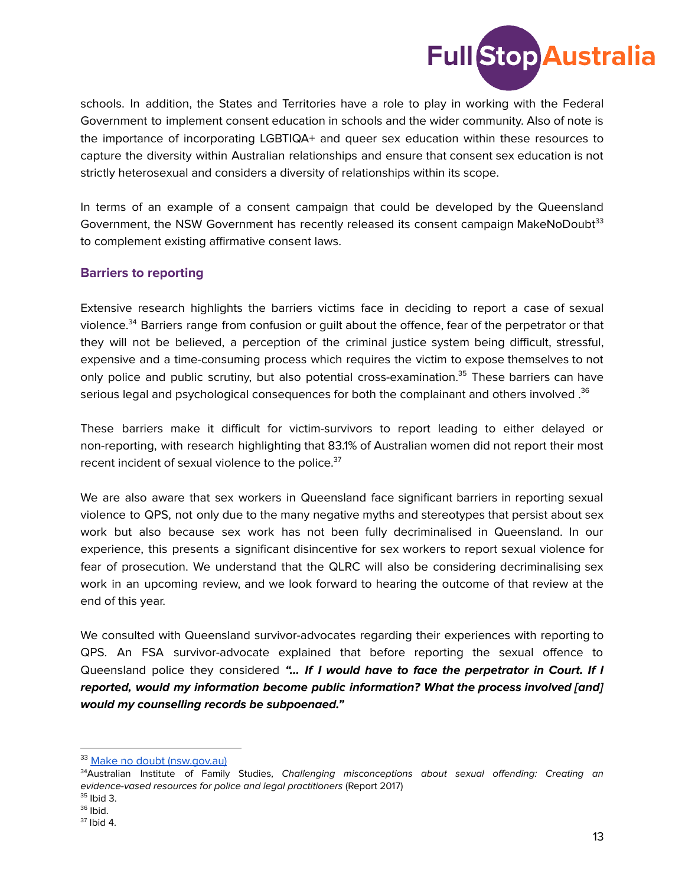schools. In addition, the States and Territories have a role to play in working with the Federal Government to implement consent education in schools and the wider community. Also of note is the importance of incorporating LGBTIQA+ and queer sex education within these resources to capture the diversity within Australian relationships and ensure that consent sex education is not strictly heterosexual and considers a diversity of relationships within its scope.

In terms of an example of a consent campaign that could be developed by the Queensland Government, the NSW Government has recently released its consent campaign MakeNoDoubt[33] to complement existing affirmative consent laws.

### Barriers to reporting

Extensive research highlights the barriers victims face in deciding to report a case of sexual violence.[34] Barriers range from confusion or guilt about the offence, fear of the perpetrator or that they will not be believed, a perception of the criminal justice system being difficult, stressful, expensive and a time-consuming process which requires the victim to expose themselves to not only police and public scrutiny, but also potential cross-examination.[35] These barriers can have serious legal and psychological consequences for both the complainant and others involved .[36]

These barriers make it difficult for victim-survivors to report leading to either delayed or non-reporting, with research highlighting that 83.1% of Australian women did not report their most recent incident of sexual violence to the police.[37]

We are also aware that sex workers in Queensland face significant barriers in reporting sexual violence to QPS, not only due to the many negative myths and stereotypes that persist about sex work but also because sex work has not been fully decriminalised in Queensland. In our experience, this presents a significant disincentive for sex workers to report sexual violence for fear of prosecution. We understand that the QLRC will also be considering decriminalising sex work in an upcoming review, and we look forward to hearing the outcome of that review at the end of this year.

We consulted with Queensland survivor-advocates regarding their experiences with reporting to QPS. An FSA survivor-advocate explained that before reporting the sexual offence to Queensland police they considered ***"... If I would have to face the perpetrator in Court. If I reported, would my information become public information? What the process involved [and] would my counselling records be subpoenaed."***

---

[33] [Make no doubt (nsw.gov.au)](https://www.nsw.gov.au)

[34] Australian Institute of Family Studies, *Challenging misconceptions about sexual offending: Creating an evidence-vased resources for police and legal practitioners* (Report 2017)

[35] Ibid 3.

[36] Ibid.

[37] Ibid 4.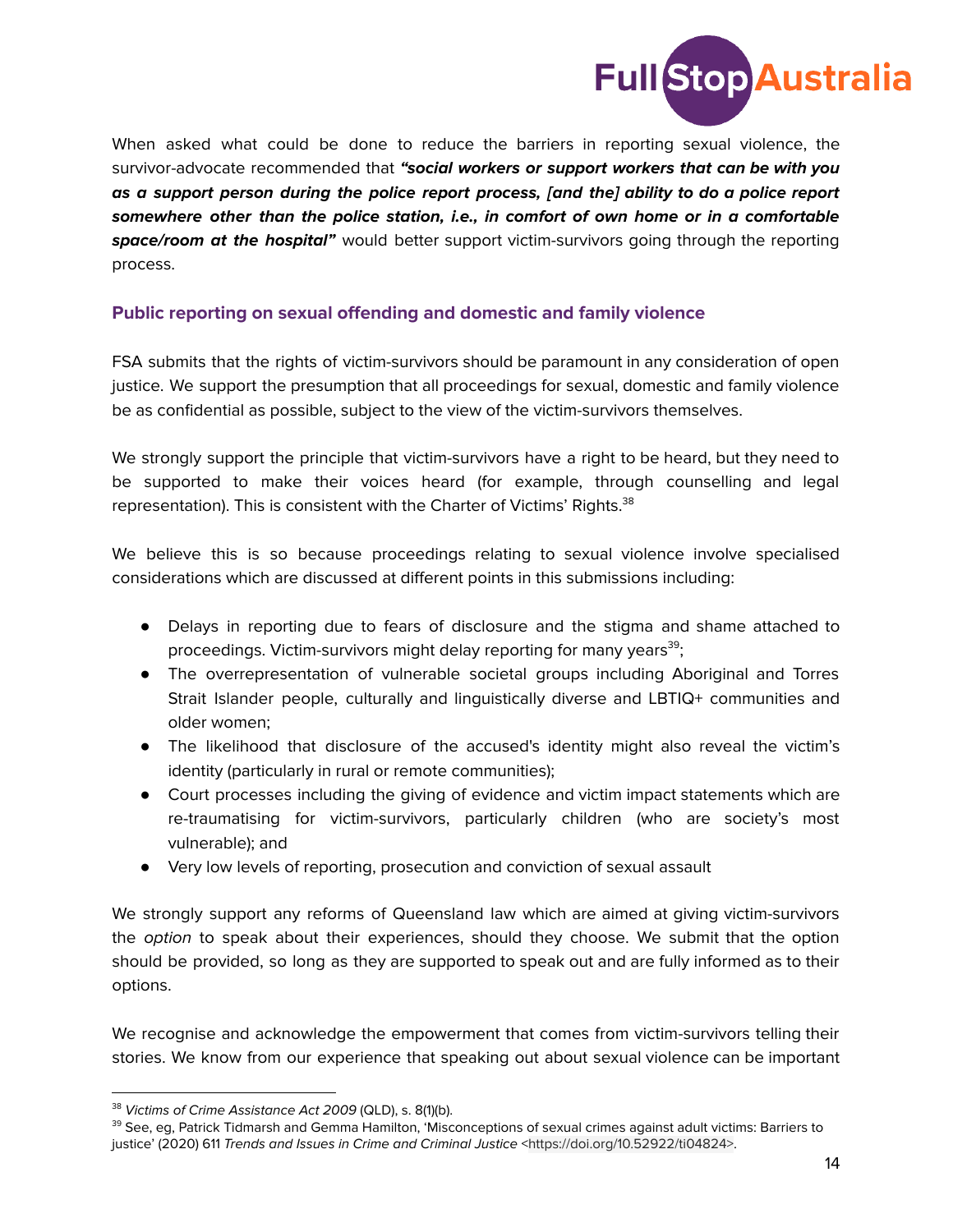When asked what could be done to reduce the barriers in reporting sexual violence, the survivor-advocate recommended that ***"social workers or support workers that can be with you as a support person during the police report process, [and the] ability to do a police report somewhere other than the police station, i.e., in comfort of own home or in a comfortable space/room at the hospital"*** would better support victim-survivors going through the reporting process.

## Public reporting on sexual offending and domestic and family violence

FSA submits that the rights of victim-survivors should be paramount in any consideration of open justice. We support the presumption that all proceedings for sexual, domestic and family violence be as confidential as possible, subject to the view of the victim-survivors themselves.

We strongly support the principle that victim-survivors have a right to be heard, but they need to be supported to make their voices heard (for example, through counselling and legal representation). This is consistent with the Charter of Victims' Rights.[38]

We believe this is so because proceedings relating to sexual violence involve specialised considerations which are discussed at different points in this submissions including:

- Delays in reporting due to fears of disclosure and the stigma and shame attached to proceedings. Victim-survivors might delay reporting for many years[39];
- The overrepresentation of vulnerable societal groups including Aboriginal and Torres Strait Islander people, culturally and linguistically diverse and LBTIQ+ communities and older women;
- The likelihood that disclosure of the accused's identity might also reveal the victim's identity (particularly in rural or remote communities);
- Court processes including the giving of evidence and victim impact statements which are re-traumatising for victim-survivors, particularly children (who are society's most vulnerable); and
- Very low levels of reporting, prosecution and conviction of sexual assault

We strongly support any reforms of Queensland law which are aimed at giving victim-survivors the *option* to speak about their experiences, should they choose. We submit that the option should be provided, so long as they are supported to speak out and are fully informed as to their options.

We recognise and acknowledge the empowerment that comes from victim-survivors telling their stories. We know from our experience that speaking out about sexual violence can be important

---

[38] *Victims of Crime Assistance Act 2009* (QLD), s. 8(1)(b).

[39] See, eg, Patrick Tidmarsh and Gemma Hamilton, 'Misconceptions of sexual crimes against adult victims: Barriers to justice' (2020) 611 *Trends and Issues in Crime and Criminal Justice* <https://doi.org/10.52922/ti04824>.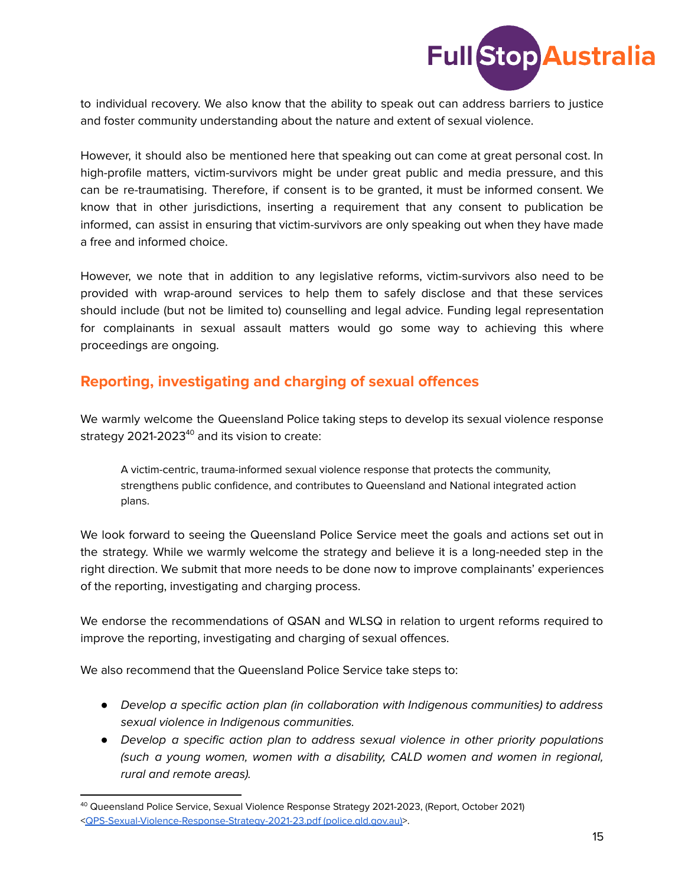to individual recovery. We also know that the ability to speak out can address barriers to justice and foster community understanding about the nature and extent of sexual violence.

However, it should also be mentioned here that speaking out can come at great personal cost. In high-profile matters, victim-survivors might be under great public and media pressure, and this can be re-traumatising. Therefore, if consent is to be granted, it must be informed consent. We know that in other jurisdictions, inserting a requirement that any consent to publication be informed, can assist in ensuring that victim-survivors are only speaking out when they have made a free and informed choice.

However, we note that in addition to any legislative reforms, victim-survivors also need to be provided with wrap-around services to help them to safely disclose and that these services should include (but not be limited to) counselling and legal advice. Funding legal representation for complainants in sexual assault matters would go some way to achieving this where proceedings are ongoing.

## Reporting, investigating and charging of sexual offences

We warmly welcome the Queensland Police taking steps to develop its sexual violence response strategy 2021-2023[40] and its vision to create:

> A victim-centric, trauma-informed sexual violence response that protects the community, strengthens public confidence, and contributes to Queensland and National integrated action plans.

We look forward to seeing the Queensland Police Service meet the goals and actions set out in the strategy. While we warmly welcome the strategy and believe it is a long-needed step in the right direction. We submit that more needs to be done now to improve complainants' experiences of the reporting, investigating and charging process.

We endorse the recommendations of QSAN and WLSQ in relation to urgent reforms required to improve the reporting, investigating and charging of sexual offences.

We also recommend that the Queensland Police Service take steps to:

- *Develop a specific action plan (in collaboration with Indigenous communities) to address sexual violence in Indigenous communities.*
- *Develop a specific action plan to address sexual violence in other priority populations (such a young women, women with a disability, CALD women and women in regional, rural and remote areas).*

---

[40] Queensland Police Service, Sexual Violence Response Strategy 2021-2023, (Report, October 2021) <[QPS-Sexual-Violence-Response-Strategy-2021-23.pdf (police.qld.gov.au)]>.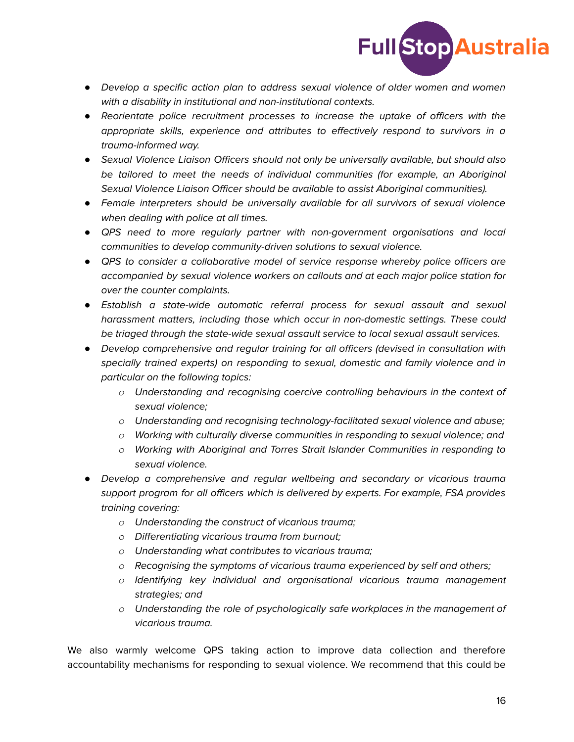- *Develop a specific action plan to address sexual violence of older women and women with a disability in institutional and non-institutional contexts.*
- *Reorientate police recruitment processes to increase the uptake of officers with the appropriate skills, experience and attributes to effectively respond to survivors in a trauma-informed way.*
- *Sexual Violence Liaison Officers should not only be universally available, but should also be tailored to meet the needs of individual communities (for example, an Aboriginal Sexual Violence Liaison Officer should be available to assist Aboriginal communities).*
- *Female interpreters should be universally available for all survivors of sexual violence when dealing with police at all times.*
- *QPS need to more regularly partner with non-government organisations and local communities to develop community-driven solutions to sexual violence.*
- *QPS to consider a collaborative model of service response whereby police officers are accompanied by sexual violence workers on callouts and at each major police station for over the counter complaints.*
- *Establish a state-wide automatic referral process for sexual assault and sexual harassment matters, including those which occur in non-domestic settings. These could be triaged through the state-wide sexual assault service to local sexual assault services.*
- *Develop comprehensive and regular training for all officers (devised in consultation with specially trained experts) on responding to sexual, domestic and family violence and in particular on the following topics:*
    - *Understanding and recognising coercive controlling behaviours in the context of sexual violence;*
    - *Understanding and recognising technology-facilitated sexual violence and abuse;*
    - *Working with culturally diverse communities in responding to sexual violence; and*
    - *Working with Aboriginal and Torres Strait Islander Communities in responding to sexual violence.*
- *Develop a comprehensive and regular wellbeing and secondary or vicarious trauma support program for all officers which is delivered by experts. For example, FSA provides training covering:*
    - *Understanding the construct of vicarious trauma;*
    - *Differentiating vicarious trauma from burnout;*
    - *Understanding what contributes to vicarious trauma;*
    - *Recognising the symptoms of vicarious trauma experienced by self and others;*
    - *Identifying key individual and organisational vicarious trauma management strategies; and*
    - *Understanding the role of psychologically safe workplaces in the management of vicarious trauma.*

We also warmly welcome QPS taking action to improve data collection and therefore accountability mechanisms for responding to sexual violence. We recommend that this could be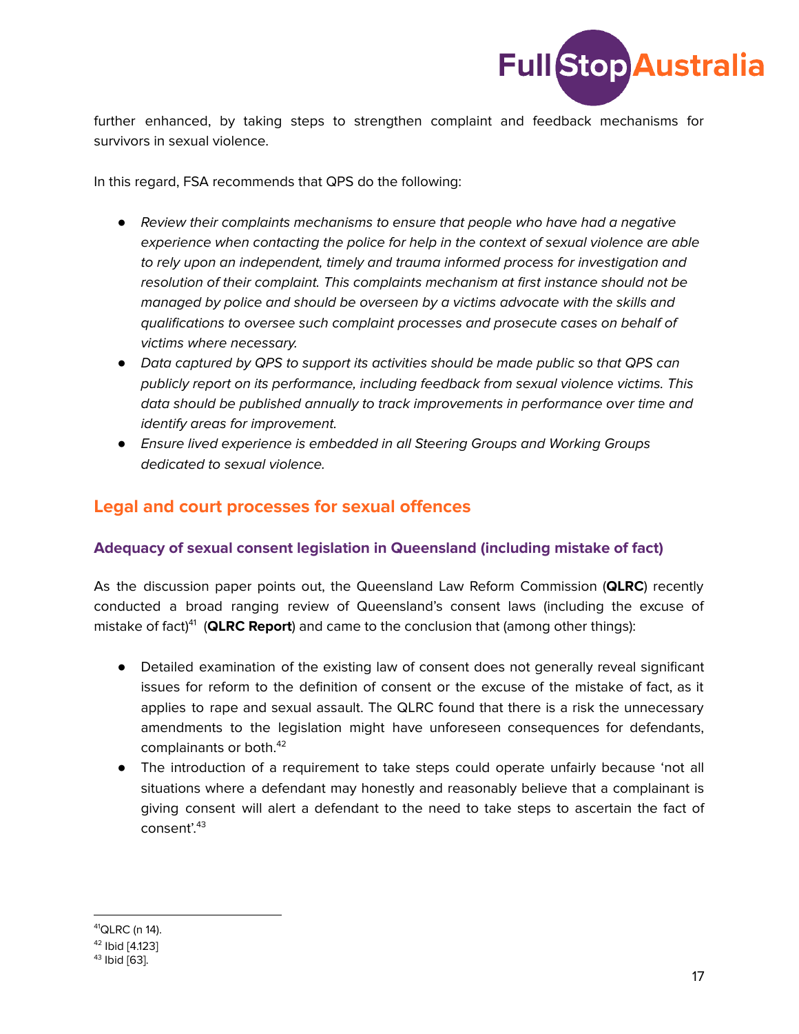further enhanced, by taking steps to strengthen complaint and feedback mechanisms for survivors in sexual violence.

In this regard, FSA recommends that QPS do the following:

- *Review their complaints mechanisms to ensure that people who have had a negative experience when contacting the police for help in the context of sexual violence are able to rely upon an independent, timely and trauma informed process for investigation and resolution of their complaint. This complaints mechanism at first instance should not be managed by police and should be overseen by a victims advocate with the skills and qualifications to oversee such complaint processes and prosecute cases on behalf of victims where necessary.*
- *Data captured by QPS to support its activities should be made public so that QPS can publicly report on its performance, including feedback from sexual violence victims. This data should be published annually to track improvements in performance over time and identify areas for improvement.*
- *Ensure lived experience is embedded in all Steering Groups and Working Groups dedicated to sexual violence.*

## Legal and court processes for sexual offences

### Adequacy of sexual consent legislation in Queensland (including mistake of fact)

As the discussion paper points out, the Queensland Law Reform Commission (**QLRC**) recently conducted a broad ranging review of Queensland's consent laws (including the excuse of mistake of fact)[41] (**QLRC Report**) and came to the conclusion that (among other things):

- Detailed examination of the existing law of consent does not generally reveal significant issues for reform to the definition of consent or the excuse of the mistake of fact, as it applies to rape and sexual assault. The QLRC found that there is a risk the unnecessary amendments to the legislation might have unforeseen consequences for defendants, complainants or both.[42]
- The introduction of a requirement to take steps could operate unfairly because 'not all situations where a defendant may honestly and reasonably believe that a complainant is giving consent will alert a defendant to the need to take steps to ascertain the fact of consent'.[43]

---

[41] QLRC (n 14).
[42] Ibid [4.123]
[43] Ibid [63].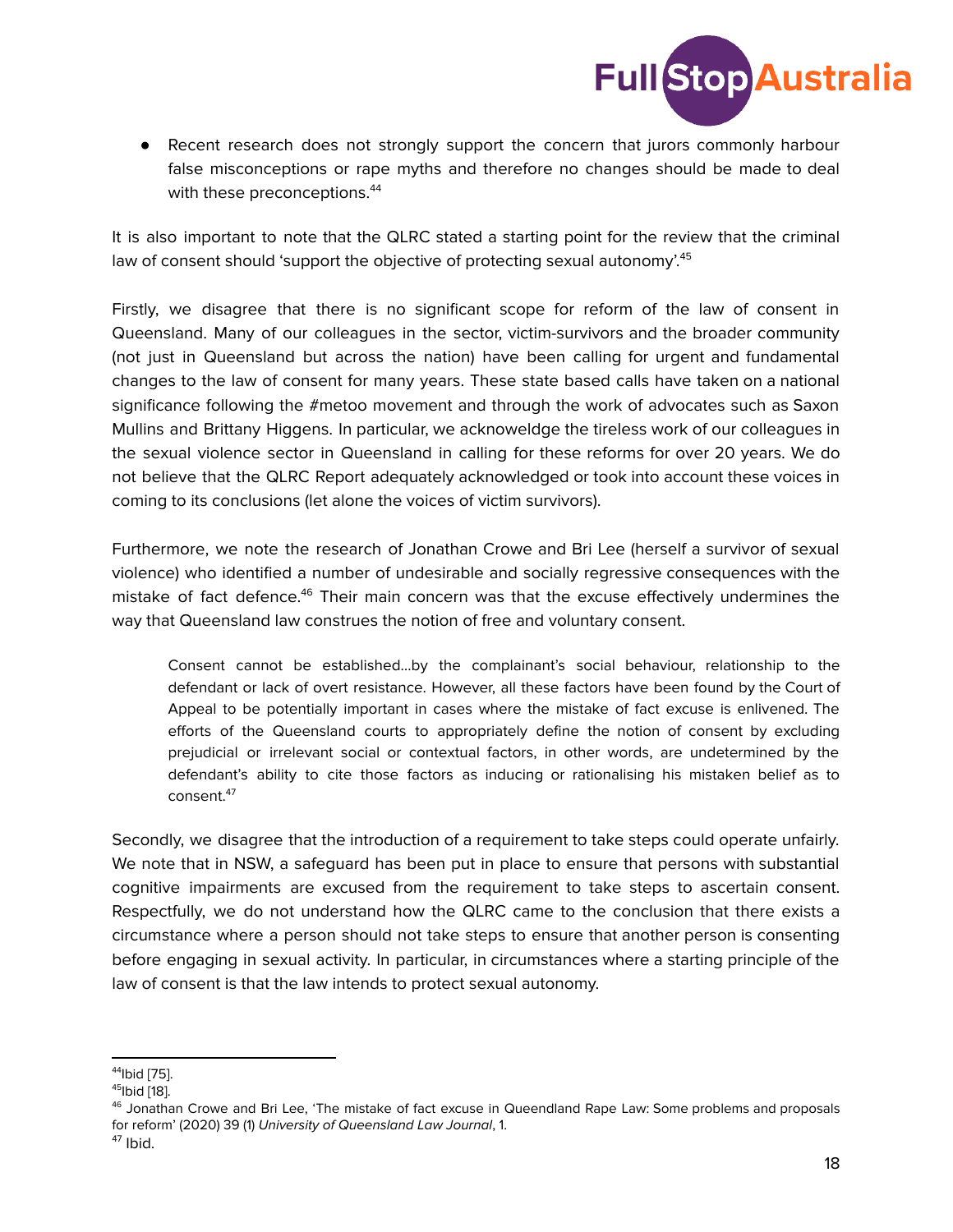- Recent research does not strongly support the concern that jurors commonly harbour false misconceptions or rape myths and therefore no changes should be made to deal with these preconceptions.[44]

It is also important to note that the QLRC stated a starting point for the review that the criminal law of consent should 'support the objective of protecting sexual autonomy'.[45]

Firstly, we disagree that there is no significant scope for reform of the law of consent in Queensland. Many of our colleagues in the sector, victim-survivors and the broader community (not just in Queensland but across the nation) have been calling for urgent and fundamental changes to the law of consent for many years. These state based calls have taken on a national significance following the #metoo movement and through the work of advocates such as Saxon Mullins and Brittany Higgens. In particular, we acknoweldge the tireless work of our colleagues in the sexual violence sector in Queensland in calling for these reforms for over 20 years. We do not believe that the QLRC Report adequately acknowledged or took into account these voices in coming to its conclusions (let alone the voices of victim survivors).

Furthermore, we note the research of Jonathan Crowe and Bri Lee (herself a survivor of sexual violence) who identified a number of undesirable and socially regressive consequences with the mistake of fact defence.[46] Their main concern was that the excuse effectively undermines the way that Queensland law construes the notion of free and voluntary consent.

> Consent cannot be established…by the complainant's social behaviour, relationship to the defendant or lack of overt resistance. However, all these factors have been found by the Court of Appeal to be potentially important in cases where the mistake of fact excuse is enlivened. The efforts of the Queensland courts to appropriately define the notion of consent by excluding prejudicial or irrelevant social or contextual factors, in other words, are undetermined by the defendant's ability to cite those factors as inducing or rationalising his mistaken belief as to consent.[47]

Secondly, we disagree that the introduction of a requirement to take steps could operate unfairly. We note that in NSW, a safeguard has been put in place to ensure that persons with substantial cognitive impairments are excused from the requirement to take steps to ascertain consent. Respectfully, we do not understand how the QLRC came to the conclusion that there exists a circumstance where a person should not take steps to ensure that another person is consenting before engaging in sexual activity. In particular, in circumstances where a starting principle of the law of consent is that the law intends to protect sexual autonomy.

---

[44] Ibid [75].

[45] Ibid [18].

[46] Jonathan Crowe and Bri Lee, 'The mistake of fact excuse in Queendland Rape Law: Some problems and proposals for reform' (2020) 39 (1) *University of Queensland Law Journal*, 1.

[47] Ibid.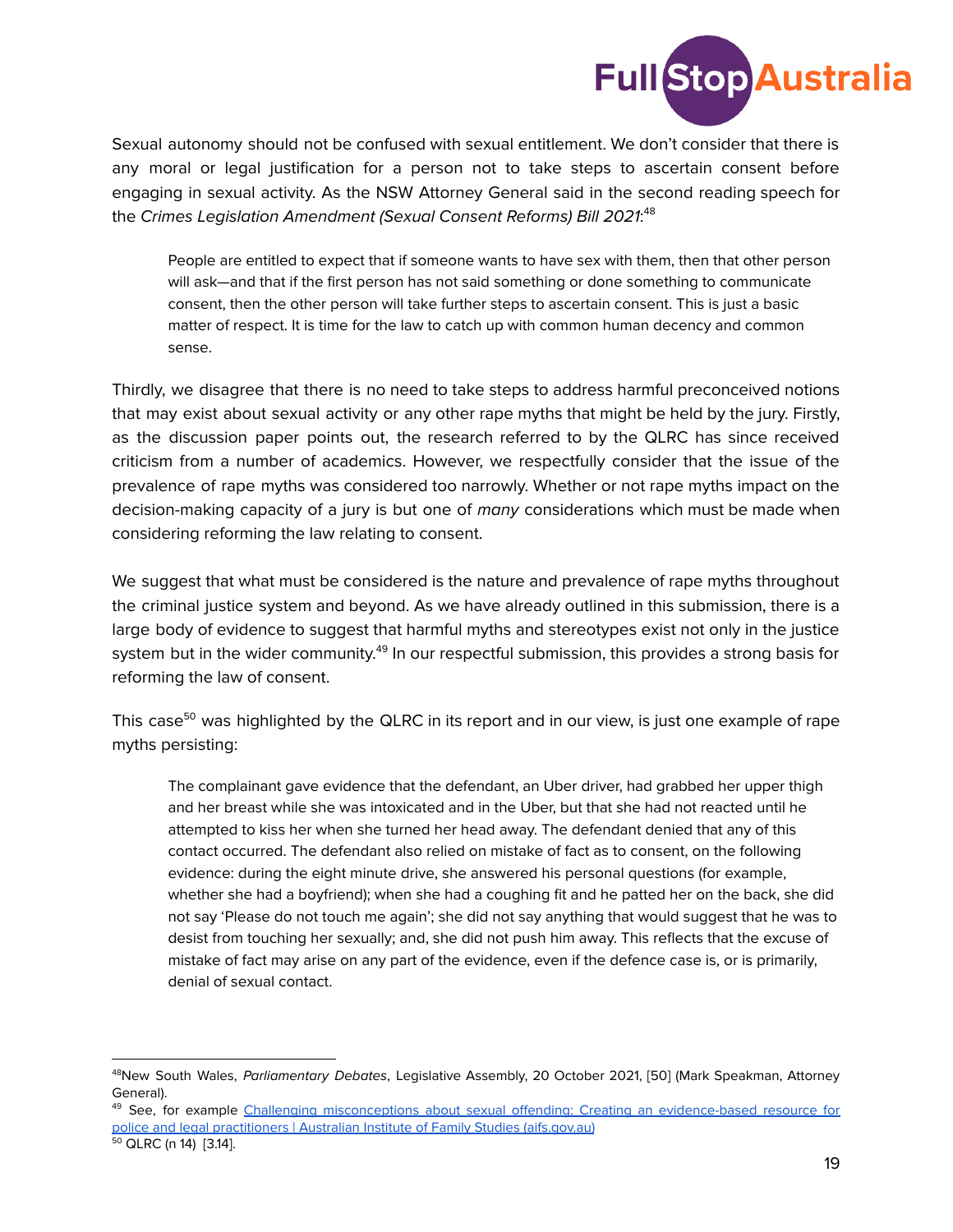Sexual autonomy should not be confused with sexual entitlement. We don't consider that there is any moral or legal justification for a person not to take steps to ascertain consent before engaging in sexual activity. As the NSW Attorney General said in the second reading speech for the *Crimes Legislation Amendment (Sexual Consent Reforms) Bill 2021*:[48]

> People are entitled to expect that if someone wants to have sex with them, then that other person will ask—and that if the first person has not said something or done something to communicate consent, then the other person will take further steps to ascertain consent. This is just a basic matter of respect. It is time for the law to catch up with common human decency and common sense.

Thirdly, we disagree that there is no need to take steps to address harmful preconceived notions that may exist about sexual activity or any other rape myths that might be held by the jury. Firstly, as the discussion paper points out, the research referred to by the QLRC has since received criticism from a number of academics. However, we respectfully consider that the issue of the prevalence of rape myths was considered too narrowly. Whether or not rape myths impact on the decision-making capacity of a jury is but one of *many* considerations which must be made when considering reforming the law relating to consent.

We suggest that what must be considered is the nature and prevalence of rape myths throughout the criminal justice system and beyond. As we have already outlined in this submission, there is a large body of evidence to suggest that harmful myths and stereotypes exist not only in the justice system but in the wider community.[49] In our respectful submission, this provides a strong basis for reforming the law of consent.

This case[50] was highlighted by the QLRC in its report and in our view, is just one example of rape myths persisting:

> The complainant gave evidence that the defendant, an Uber driver, had grabbed her upper thigh and her breast while she was intoxicated and in the Uber, but that she had not reacted until he attempted to kiss her when she turned her head away. The defendant denied that any of this contact occurred. The defendant also relied on mistake of fact as to consent, on the following evidence: during the eight minute drive, she answered his personal questions (for example, whether she had a boyfriend); when she had a coughing fit and he patted her on the back, she did not say 'Please do not touch me again'; she did not say anything that would suggest that he was to desist from touching her sexually; and, she did not push him away. This reflects that the excuse of mistake of fact may arise on any part of the evidence, even if the defence case is, or is primarily, denial of sexual contact.

---

[48] New South Wales, *Parliamentary Debates*, Legislative Assembly, 20 October 2021, [50] (Mark Speakman, Attorney General).

[49] See, for example [Challenging misconceptions about sexual offending: Creating an evidence-based resource for police and legal practitioners | Australian Institute of Family Studies (aifs.gov.au)]

[50] QLRC (n 14) [3.14].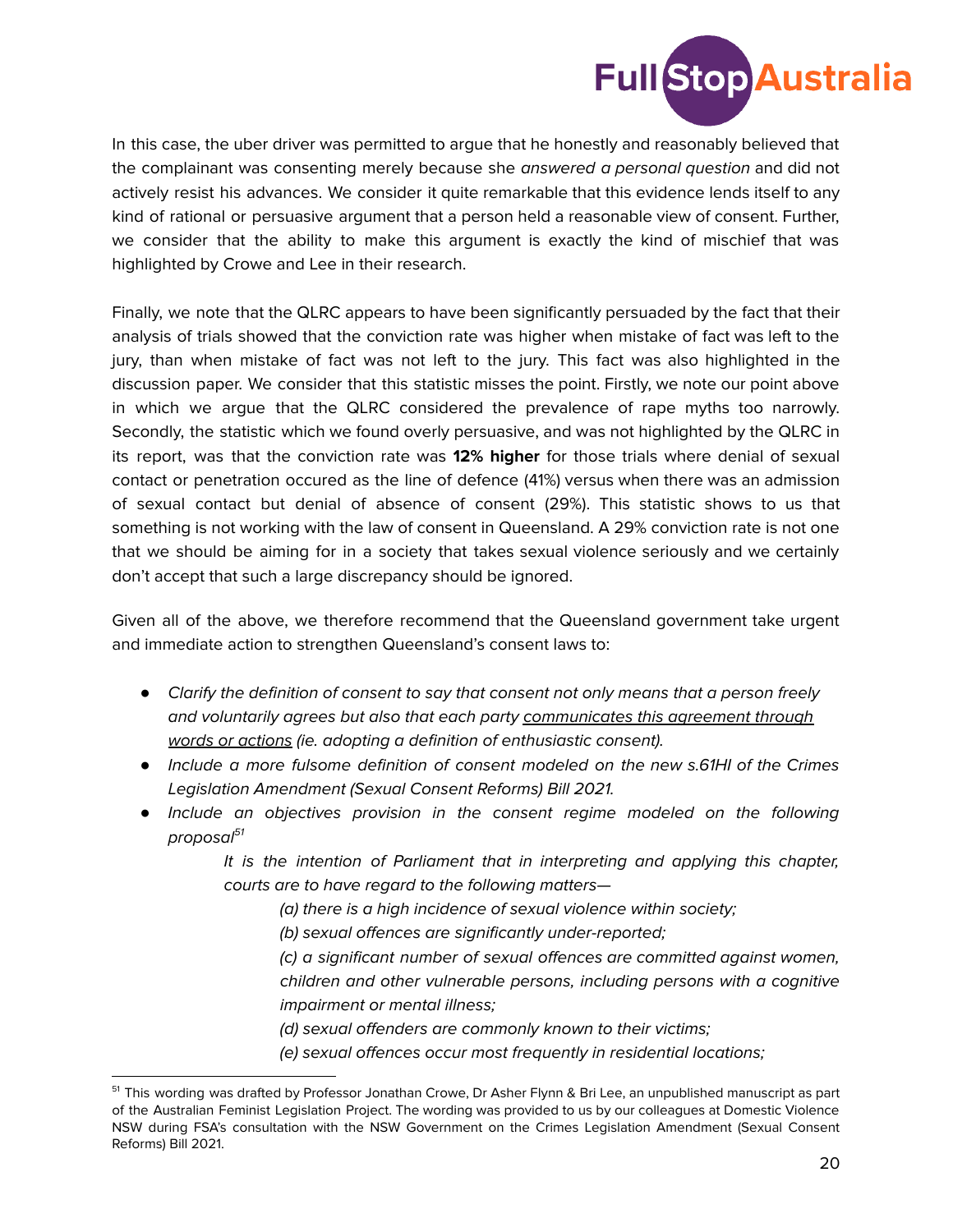In this case, the uber driver was permitted to argue that he honestly and reasonably believed that the complainant was consenting merely because she *answered a personal question* and did not actively resist his advances. We consider it quite remarkable that this evidence lends itself to any kind of rational or persuasive argument that a person held a reasonable view of consent. Further, we consider that the ability to make this argument is exactly the kind of mischief that was highlighted by Crowe and Lee in their research.

Finally, we note that the QLRC appears to have been significantly persuaded by the fact that their analysis of trials showed that the conviction rate was higher when mistake of fact was left to the jury, than when mistake of fact was not left to the jury. This fact was also highlighted in the discussion paper. We consider that this statistic misses the point. Firstly, we note our point above in which we argue that the QLRC considered the prevalence of rape myths too narrowly. Secondly, the statistic which we found overly persuasive, and was not highlighted by the QLRC in its report, was that the conviction rate was **12% higher** for those trials where denial of sexual contact or penetration occured as the line of defence (41%) versus when there was an admission of sexual contact but denial of absence of consent (29%). This statistic shows to us that something is not working with the law of consent in Queensland. A 29% conviction rate is not one that we should be aiming for in a society that takes sexual violence seriously and we certainly don't accept that such a large discrepancy should be ignored.

Given all of the above, we therefore recommend that the Queensland government take urgent and immediate action to strengthen Queensland's consent laws to:

- *Clarify the definition of consent to say that consent not only means that a person freely and voluntarily agrees but also that each party <u>communicates this agreement through words or actions</u> (ie. adopting a definition of enthusiastic consent).*
- *Include a more fulsome definition of consent modeled on the new s.61HI of the Crimes Legislation Amendment (Sexual Consent Reforms) Bill 2021.*
- *Include an objectives provision in the consent regime modeled on the following proposal*[51]

  > *It is the intention of Parliament that in interpreting and applying this chapter, courts are to have regard to the following matters—*
  >
  > *(a) there is a high incidence of sexual violence within society;*
  >
  > *(b) sexual offences are significantly under-reported;*
  >
  > *(c) a significant number of sexual offences are committed against women, children and other vulnerable persons, including persons with a cognitive impairment or mental illness;*
  >
  > *(d) sexual offenders are commonly known to their victims;*
  >
  > *(e) sexual offences occur most frequently in residential locations;*

[51] This wording was drafted by Professor Jonathan Crowe, Dr Asher Flynn & Bri Lee, an unpublished manuscript as part of the Australian Feminist Legislation Project. The wording was provided to us by our colleagues at Domestic Violence NSW during FSA's consultation with the NSW Government on the Crimes Legislation Amendment (Sexual Consent Reforms) Bill 2021.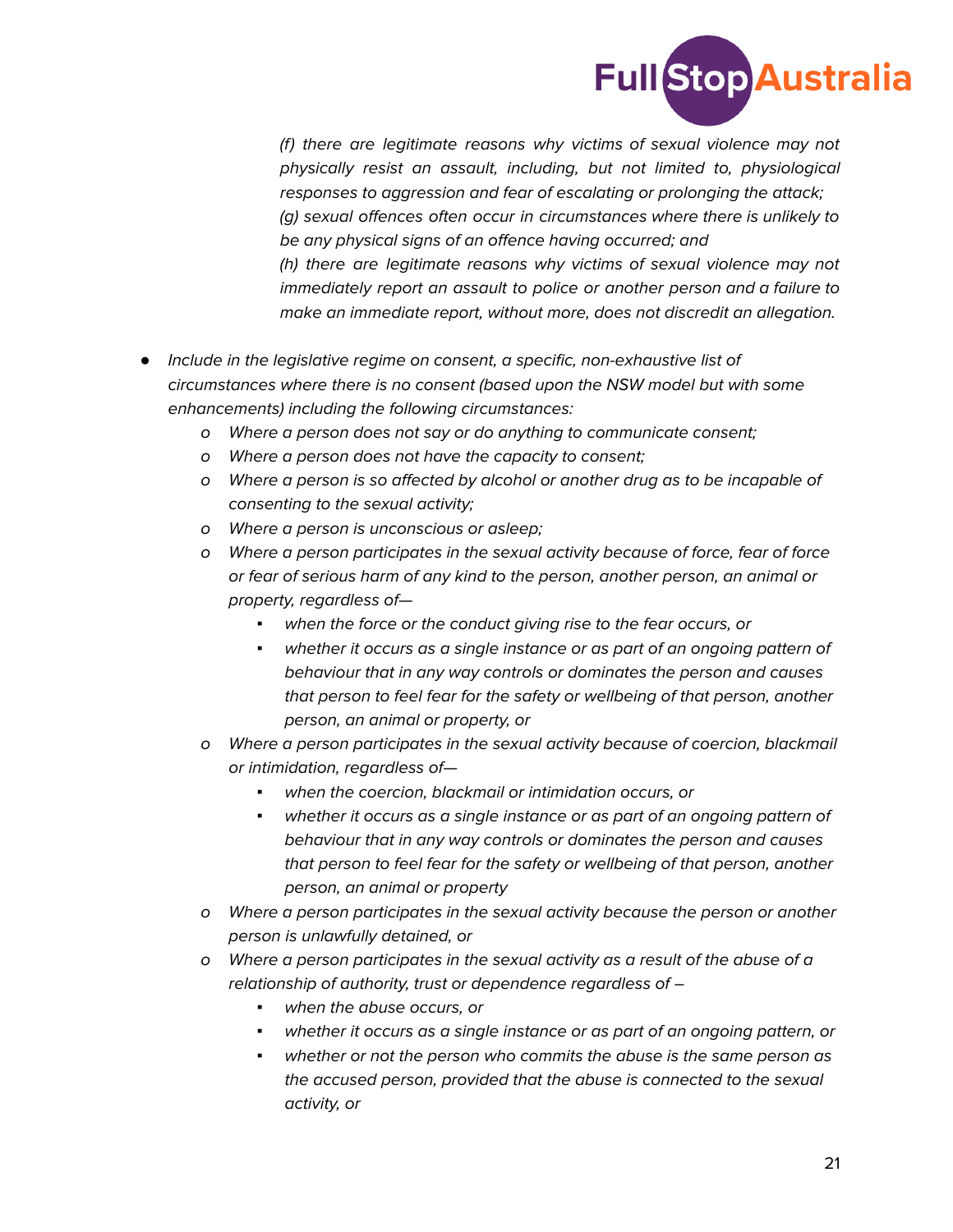*(f) there are legitimate reasons why victims of sexual violence may not physically resist an assault, including, but not limited to, physiological responses to aggression and fear of escalating or prolonging the attack;*
*(g) sexual offences often occur in circumstances where there is unlikely to be any physical signs of an offence having occurred; and*
*(h) there are legitimate reasons why victims of sexual violence may not immediately report an assault to police or another person and a failure to make an immediate report, without more, does not discredit an allegation.*

- *Include in the legislative regime on consent, a specific, non-exhaustive list of circumstances where there is no consent (based upon the NSW model but with some enhancements) including the following circumstances:*
  - *Where a person does not say or do anything to communicate consent;*
  - *Where a person does not have the capacity to consent;*
  - *Where a person is so affected by alcohol or another drug as to be incapable of consenting to the sexual activity;*
  - *Where a person is unconscious or asleep;*
  - *Where a person participates in the sexual activity because of force, fear of force or fear of serious harm of any kind to the person, another person, an animal or property, regardless of—*
    - *when the force or the conduct giving rise to the fear occurs, or*
    - *whether it occurs as a single instance or as part of an ongoing pattern of behaviour that in any way controls or dominates the person and causes that person to feel fear for the safety or wellbeing of that person, another person, an animal or property, or*
  - *Where a person participates in the sexual activity because of coercion, blackmail or intimidation, regardless of—*
    - *when the coercion, blackmail or intimidation occurs, or*
    - *whether it occurs as a single instance or as part of an ongoing pattern of behaviour that in any way controls or dominates the person and causes that person to feel fear for the safety or wellbeing of that person, another person, an animal or property*
  - *Where a person participates in the sexual activity because the person or another person is unlawfully detained, or*
  - *Where a person participates in the sexual activity as a result of the abuse of a relationship of authority, trust or dependence regardless of –*
    - *when the abuse occurs, or*
    - *whether it occurs as a single instance or as part of an ongoing pattern, or*
    - *whether or not the person who commits the abuse is the same person as the accused person, provided that the abuse is connected to the sexual activity, or*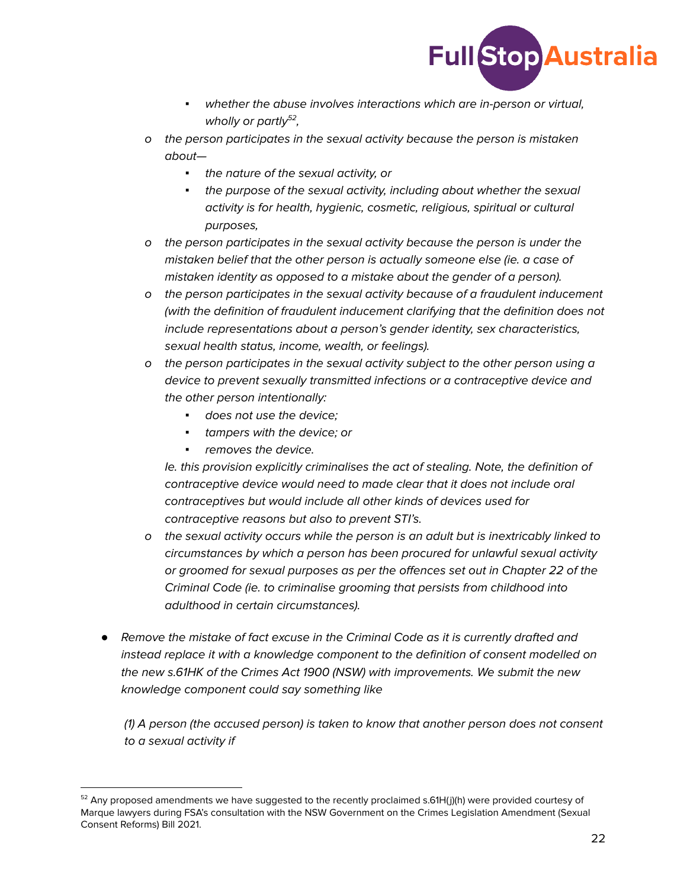- *whether the abuse involves interactions which are in-person or virtual, wholly or partly[52],*
- *the person participates in the sexual activity because the person is mistaken about—*
  - *the nature of the sexual activity, or*
  - *the purpose of the sexual activity, including about whether the sexual activity is for health, hygienic, cosmetic, religious, spiritual or cultural purposes,*
- *the person participates in the sexual activity because the person is under the mistaken belief that the other person is actually someone else (ie. a case of mistaken identity as opposed to a mistake about the gender of a person).*
- *the person participates in the sexual activity because of a fraudulent inducement (with the definition of fraudulent inducement clarifying that the definition does not include representations about a person's gender identity, sex characteristics, sexual health status, income, wealth, or feelings).*
- *the person participates in the sexual activity subject to the other person using a device to prevent sexually transmitted infections or a contraceptive device and the other person intentionally:*
  - *does not use the device;*
  - *tampers with the device; or*
  - *removes the device.*

  *Ie. this provision explicitly criminalises the act of stealing. Note, the definition of contraceptive device would need to made clear that it does not include oral contraceptives but would include all other kinds of devices used for contraceptive reasons but also to prevent STI's.*
- *the sexual activity occurs while the person is an adult but is inextricably linked to circumstances by which a person has been procured for unlawful sexual activity or groomed for sexual purposes as per the offences set out in Chapter 22 of the Criminal Code (ie. to criminalise grooming that persists from childhood into adulthood in certain circumstances).*

- *Remove the mistake of fact excuse in the Criminal Code as it is currently drafted and instead replace it with a knowledge component to the definition of consent modelled on the new s.61HK of the Crimes Act 1900 (NSW) with improvements. We submit the new knowledge component could say something like*

  *(1) A person (the accused person) is taken to know that another person does not consent to a sexual activity if*

---

[52] Any proposed amendments we have suggested to the recently proclaimed s.61H(j)(h) were provided courtesy of Marque lawyers during FSA's consultation with the NSW Government on the Crimes Legislation Amendment (Sexual Consent Reforms) Bill 2021.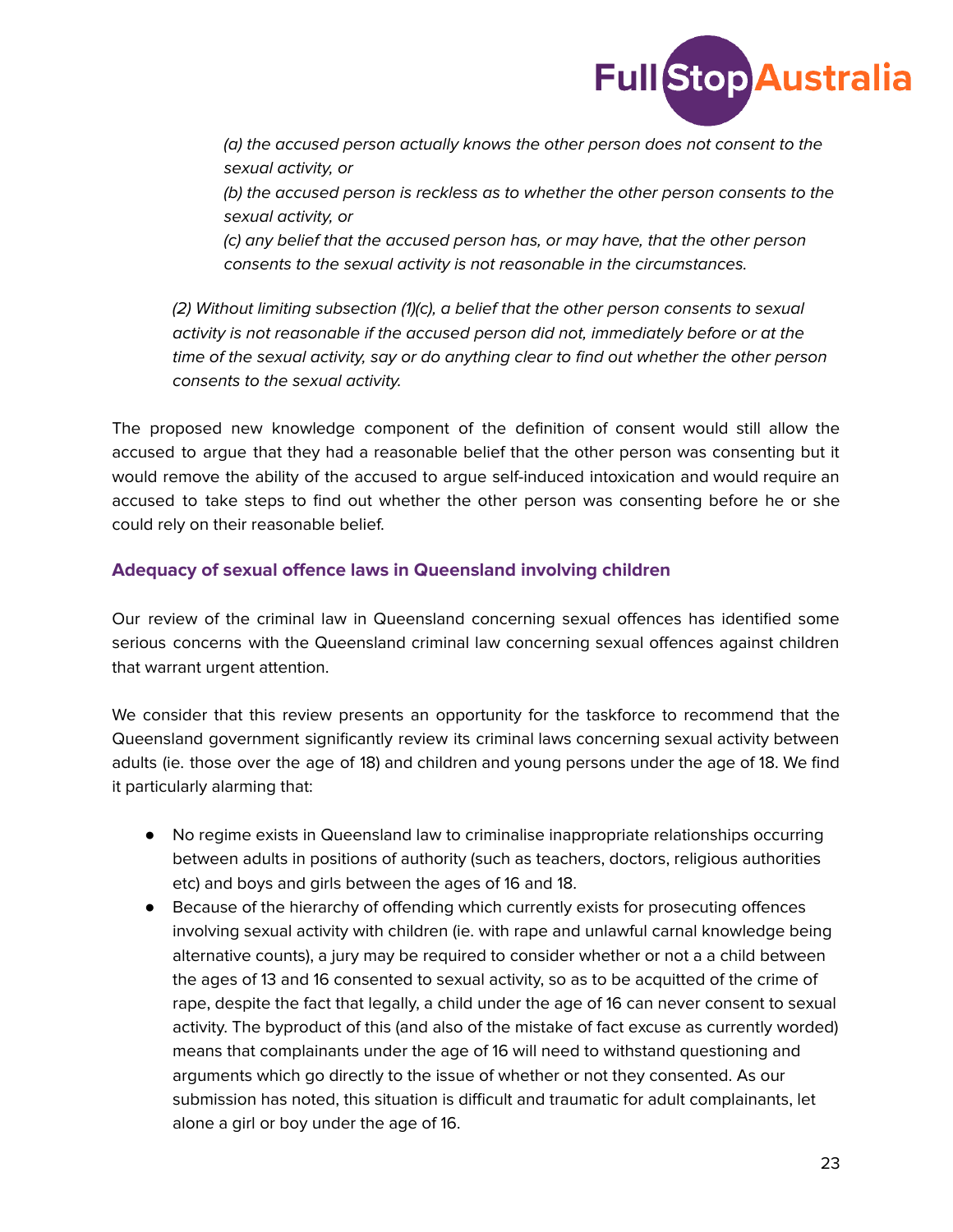> *(a) the accused person actually knows the other person does not consent to the sexual activity, or*
>
> *(b) the accused person is reckless as to whether the other person consents to the sexual activity, or*
>
> *(c) any belief that the accused person has, or may have, that the other person consents to the sexual activity is not reasonable in the circumstances.*
>
> *(2) Without limiting subsection (1)(c), a belief that the other person consents to sexual activity is not reasonable if the accused person did not, immediately before or at the time of the sexual activity, say or do anything clear to find out whether the other person consents to the sexual activity.*

The proposed new knowledge component of the definition of consent would still allow the accused to argue that they had a reasonable belief that the other person was consenting but it would remove the ability of the accused to argue self-induced intoxication and would require an accused to take steps to find out whether the other person was consenting before he or she could rely on their reasonable belief.

### Adequacy of sexual offence laws in Queensland involving children

Our review of the criminal law in Queensland concerning sexual offences has identified some serious concerns with the Queensland criminal law concerning sexual offences against children that warrant urgent attention.

We consider that this review presents an opportunity for the taskforce to recommend that the Queensland government significantly review its criminal laws concerning sexual activity between adults (ie. those over the age of 18) and children and young persons under the age of 18. We find it particularly alarming that:

- No regime exists in Queensland law to criminalise inappropriate relationships occurring between adults in positions of authority (such as teachers, doctors, religious authorities etc) and boys and girls between the ages of 16 and 18.
- Because of the hierarchy of offending which currently exists for prosecuting offences involving sexual activity with children (ie. with rape and unlawful carnal knowledge being alternative counts), a jury may be required to consider whether or not a a child between the ages of 13 and 16 consented to sexual activity, so as to be acquitted of the crime of rape, despite the fact that legally, a child under the age of 16 can never consent to sexual activity. The byproduct of this (and also of the mistake of fact excuse as currently worded) means that complainants under the age of 16 will need to withstand questioning and arguments which go directly to the issue of whether or not they consented. As our submission has noted, this situation is difficult and traumatic for adult complainants, let alone a girl or boy under the age of 16.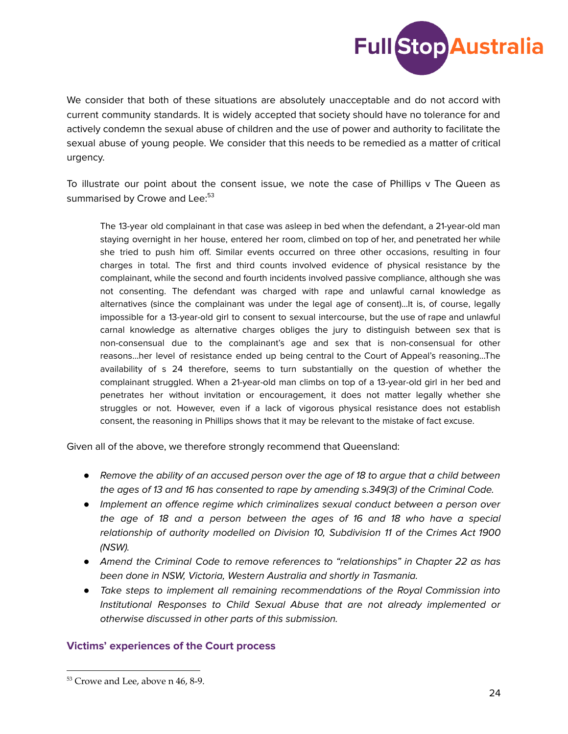We consider that both of these situations are absolutely unacceptable and do not accord with current community standards. It is widely accepted that society should have no tolerance for and actively condemn the sexual abuse of children and the use of power and authority to facilitate the sexual abuse of young people. We consider that this needs to be remedied as a matter of critical urgency.

To illustrate our point about the consent issue, we note the case of Phillips v The Queen as summarised by Crowe and Lee:[53]

> The 13-year old complainant in that case was asleep in bed when the defendant, a 21-year-old man staying overnight in her house, entered her room, climbed on top of her, and penetrated her while she tried to push him off. Similar events occurred on three other occasions, resulting in four charges in total. The first and third counts involved evidence of physical resistance by the complainant, while the second and fourth incidents involved passive compliance, although she was not consenting. The defendant was charged with rape and unlawful carnal knowledge as alternatives (since the complainant was under the legal age of consent)...It is, of course, legally impossible for a 13-year-old girl to consent to sexual intercourse, but the use of rape and unlawful carnal knowledge as alternative charges obliges the jury to distinguish between sex that is non-consensual due to the complainant's age and sex that is non-consensual for other reasons...her level of resistance ended up being central to the Court of Appeal's reasoning...The availability of s 24 therefore, seems to turn substantially on the question of whether the complainant struggled. When a 21-year-old man climbs on top of a 13-year-old girl in her bed and penetrates her without invitation or encouragement, it does not matter legally whether she struggles or not. However, even if a lack of vigorous physical resistance does not establish consent, the reasoning in Phillips shows that it may be relevant to the mistake of fact excuse.

Given all of the above, we therefore strongly recommend that Queensland:

- *Remove the ability of an accused person over the age of 18 to argue that a child between the ages of 13 and 16 has consented to rape by amending s.349(3) of the Criminal Code.*
- *Implement an offence regime which criminalizes sexual conduct between a person over the age of 18 and a person between the ages of 16 and 18 who have a special relationship of authority modelled on Division 10, Subdivision 11 of the Crimes Act 1900 (NSW).*
- *Amend the Criminal Code to remove references to "relationships" in Chapter 22 as has been done in NSW, Victoria, Western Australia and shortly in Tasmania.*
- *Take steps to implement all remaining recommendations of the Royal Commission into Institutional Responses to Child Sexual Abuse that are not already implemented or otherwise discussed in other parts of this submission.*

## Victims' experiences of the Court process

[53] Crowe and Lee, above n 46, 8-9.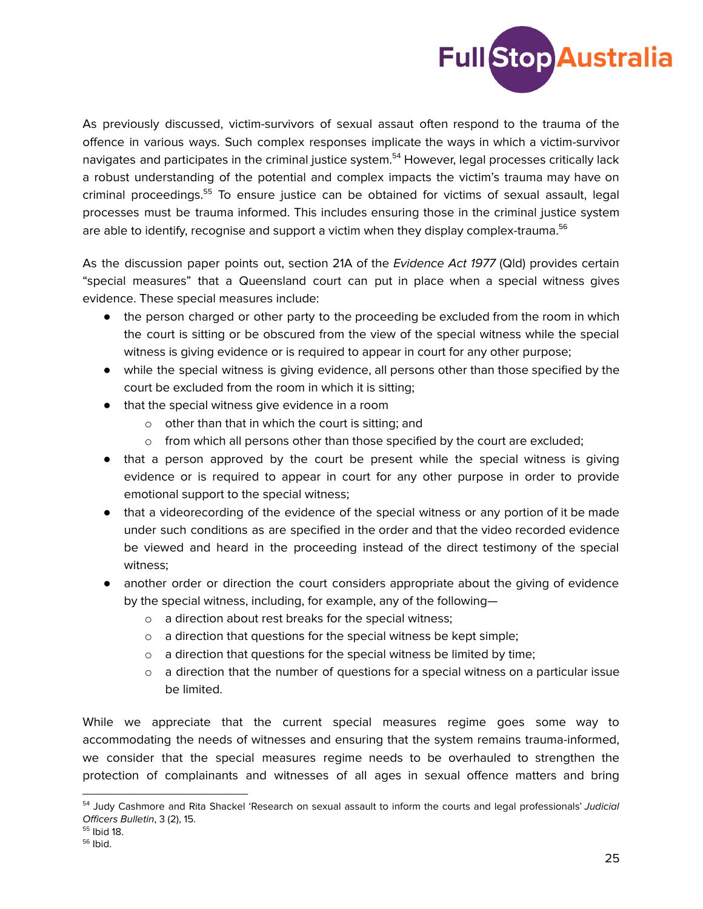As previously discussed, victim-survivors of sexual assault often respond to the trauma of the offence in various ways. Such complex responses implicate the ways in which a victim-survivor navigates and participates in the criminal justice system.[54] However, legal processes critically lack a robust understanding of the potential and complex impacts the victim's trauma may have on criminal proceedings.[55] To ensure justice can be obtained for victims of sexual assault, legal processes must be trauma informed. This includes ensuring those in the criminal justice system are able to identify, recognise and support a victim when they display complex-trauma.[56]

As the discussion paper points out, section 21A of the *Evidence Act 1977* (Qld) provides certain "special measures" that a Queensland court can put in place when a special witness gives evidence. These special measures include:

- the person charged or other party to the proceeding be excluded from the room in which the court is sitting or be obscured from the view of the special witness while the special witness is giving evidence or is required to appear in court for any other purpose;
- while the special witness is giving evidence, all persons other than those specified by the court be excluded from the room in which it is sitting;
- that the special witness give evidence in a room
  - other than that in which the court is sitting; and
  - from which all persons other than those specified by the court are excluded;
- that a person approved by the court be present while the special witness is giving evidence or is required to appear in court for any other purpose in order to provide emotional support to the special witness;
- that a videorecording of the evidence of the special witness or any portion of it be made under such conditions as are specified in the order and that the video recorded evidence be viewed and heard in the proceeding instead of the direct testimony of the special witness;
- another order or direction the court considers appropriate about the giving of evidence by the special witness, including, for example, any of the following—
  - a direction about rest breaks for the special witness;
  - a direction that questions for the special witness be kept simple;
  - a direction that questions for the special witness be limited by time;
  - a direction that the number of questions for a special witness on a particular issue be limited.

While we appreciate that the current special measures regime goes some way to accommodating the needs of witnesses and ensuring that the system remains trauma-informed, we consider that the special measures regime needs to be overhauled to strengthen the protection of complainants and witnesses of all ages in sexual offence matters and bring

---

[54] Judy Cashmore and Rita Shackel 'Research on sexual assault to inform the courts and legal professionals' *Judicial Officers Bulletin*, 3 (2), 15.

[55] Ibid 18.

[56] Ibid.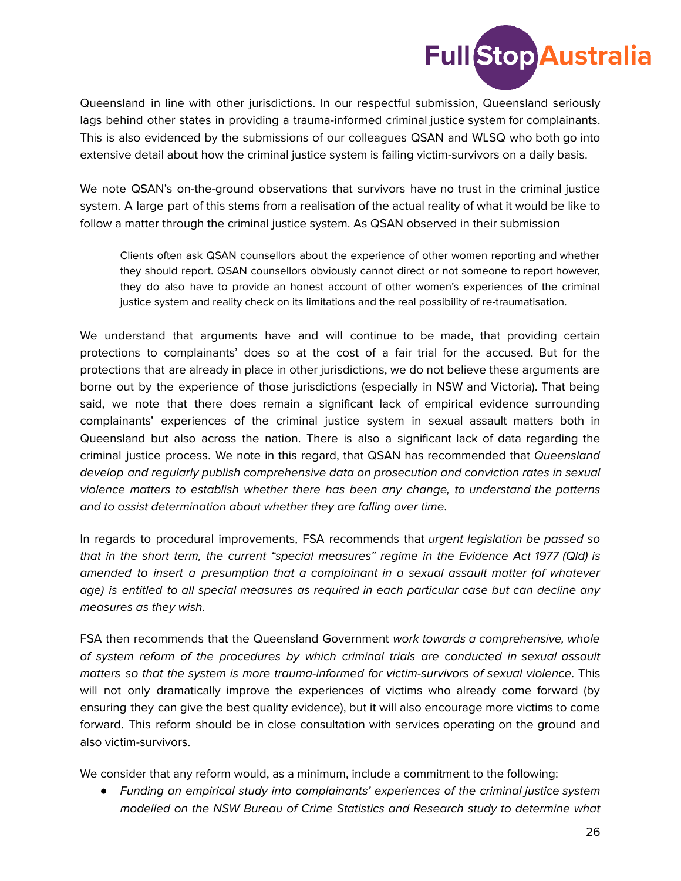Queensland in line with other jurisdictions. In our respectful submission, Queensland seriously lags behind other states in providing a trauma-informed criminal justice system for complainants. This is also evidenced by the submissions of our colleagues QSAN and WLSQ who both go into extensive detail about how the criminal justice system is failing victim-survivors on a daily basis.

We note QSAN's on-the-ground observations that survivors have no trust in the criminal justice system. A large part of this stems from a realisation of the actual reality of what it would be like to follow a matter through the criminal justice system. As QSAN observed in their submission

> Clients often ask QSAN counsellors about the experience of other women reporting and whether they should report. QSAN counsellors obviously cannot direct or not someone to report however, they do also have to provide an honest account of other women's experiences of the criminal justice system and reality check on its limitations and the real possibility of re-traumatisation.

We understand that arguments have and will continue to be made, that providing certain protections to complainants' does so at the cost of a fair trial for the accused. But for the protections that are already in place in other jurisdictions, we do not believe these arguments are borne out by the experience of those jurisdictions (especially in NSW and Victoria). That being said, we note that there does remain a significant lack of empirical evidence surrounding complainants' experiences of the criminal justice system in sexual assault matters both in Queensland but also across the nation. There is also a significant lack of data regarding the criminal justice process. We note in this regard, that QSAN has recommended that *Queensland develop and regularly publish comprehensive data on prosecution and conviction rates in sexual violence matters to establish whether there has been any change, to understand the patterns and to assist determination about whether they are falling over time*.

In regards to procedural improvements, FSA recommends that *urgent legislation be passed so that in the short term, the current "special measures" regime in the Evidence Act 1977 (Qld) is amended to insert a presumption that a complainant in a sexual assault matter (of whatever age) is entitled to all special measures as required in each particular case but can decline any measures as they wish*.

FSA then recommends that the Queensland Government *work towards a comprehensive, whole of system reform of the procedures by which criminal trials are conducted in sexual assault matters so that the system is more trauma-informed for victim-survivors of sexual violence*. This will not only dramatically improve the experiences of victims who already come forward (by ensuring they can give the best quality evidence), but it will also encourage more victims to come forward. This reform should be in close consultation with services operating on the ground and also victim-survivors.

We consider that any reform would, as a minimum, include a commitment to the following:

- *Funding an empirical study into complainants' experiences of the criminal justice system modelled on the NSW Bureau of Crime Statistics and Research study to determine what*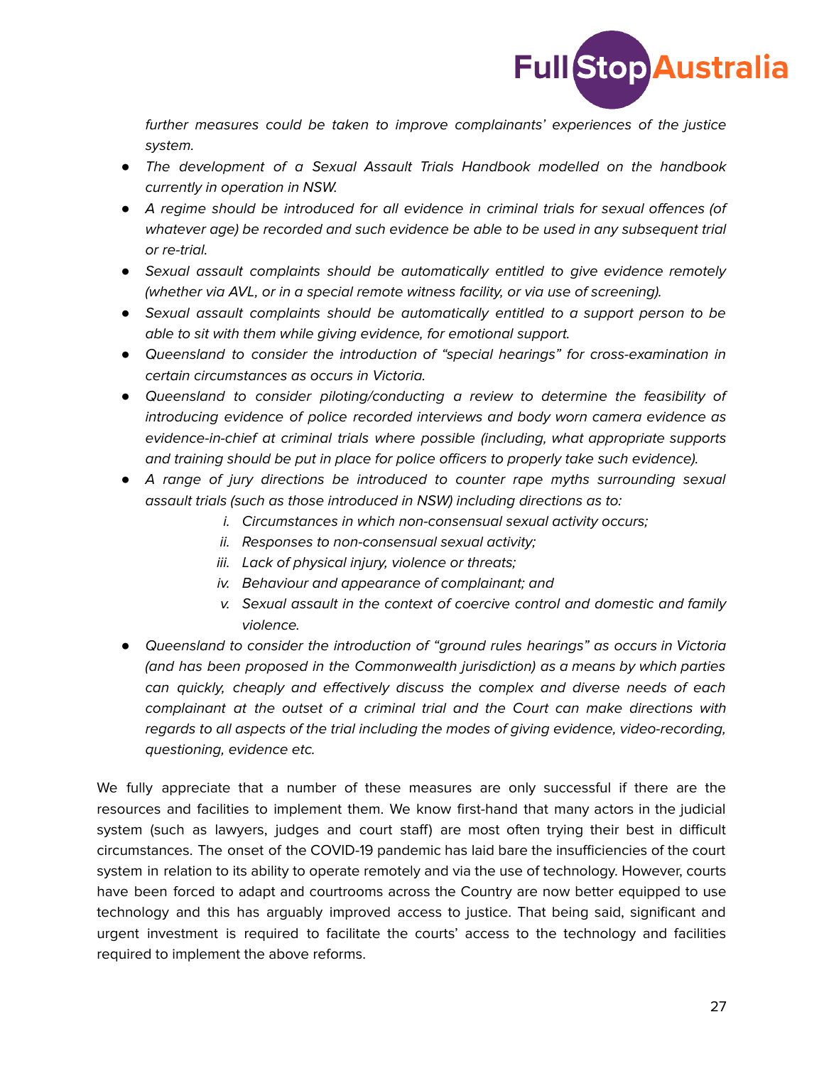*further measures could be taken to improve complainants' experiences of the justice system.*

- *The development of a Sexual Assault Trials Handbook modelled on the handbook currently in operation in NSW.*
- *A regime should be introduced for all evidence in criminal trials for sexual offences (of whatever age) be recorded and such evidence be able to be used in any subsequent trial or re-trial.*
- *Sexual assault complaints should be automatically entitled to give evidence remotely (whether via AVL, or in a special remote witness facility, or via use of screening).*
- *Sexual assault complaints should be automatically entitled to a support person to be able to sit with them while giving evidence, for emotional support.*
- *Queensland to consider the introduction of "special hearings" for cross-examination in certain circumstances as occurs in Victoria.*
- *Queensland to consider piloting/conducting a review to determine the feasibility of introducing evidence of police recorded interviews and body worn camera evidence as evidence-in-chief at criminal trials where possible (including, what appropriate supports and training should be put in place for police officers to properly take such evidence).*
- *A range of jury directions be introduced to counter rape myths surrounding sexual assault trials (such as those introduced in NSW) including directions as to:*
    i. *Circumstances in which non-consensual sexual activity occurs;*
    ii. *Responses to non-consensual sexual activity;*
    iii. *Lack of physical injury, violence or threats;*
    iv. *Behaviour and appearance of complainant; and*
    v. *Sexual assault in the context of coercive control and domestic and family violence.*
- *Queensland to consider the introduction of "ground rules hearings" as occurs in Victoria (and has been proposed in the Commonwealth jurisdiction) as a means by which parties can quickly, cheaply and effectively discuss the complex and diverse needs of each complainant at the outset of a criminal trial and the Court can make directions with regards to all aspects of the trial including the modes of giving evidence, video-recording, questioning, evidence etc.*

We fully appreciate that a number of these measures are only successful if there are the resources and facilities to implement them. We know first-hand that many actors in the judicial system (such as lawyers, judges and court staff) are most often trying their best in difficult circumstances. The onset of the COVID-19 pandemic has laid bare the insufficiencies of the court system in relation to its ability to operate remotely and via the use of technology. However, courts have been forced to adapt and courtrooms across the Country are now better equipped to use technology and this has arguably improved access to justice. That being said, significant and urgent investment is required to facilitate the courts' access to the technology and facilities required to implement the above reforms.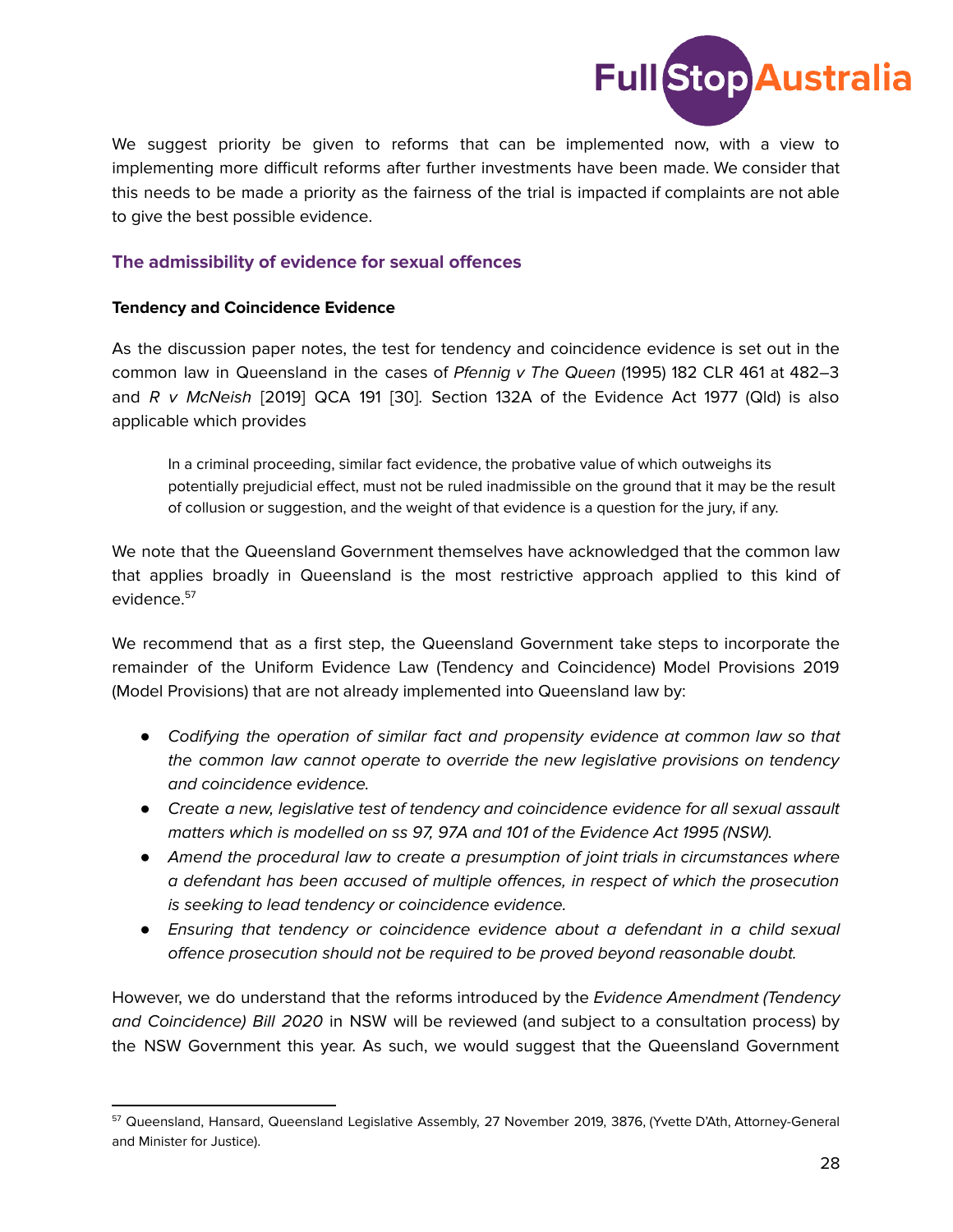We suggest priority be given to reforms that can be implemented now, with a view to implementing more difficult reforms after further investments have been made. We consider that this needs to be made a priority as the fairness of the trial is impacted if complaints are not able to give the best possible evidence.

## The admissibility of evidence for sexual offences

### Tendency and Coincidence Evidence

As the discussion paper notes, the test for tendency and coincidence evidence is set out in the common law in Queensland in the cases of *Pfennig v The Queen* (1995) 182 CLR 461 at 482–3 and *R v McNeish* [2019] QCA 191 [30]. Section 132A of the Evidence Act 1977 (Qld) is also applicable which provides

> In a criminal proceeding, similar fact evidence, the probative value of which outweighs its potentially prejudicial effect, must not be ruled inadmissible on the ground that it may be the result of collusion or suggestion, and the weight of that evidence is a question for the jury, if any.

We note that the Queensland Government themselves have acknowledged that the common law that applies broadly in Queensland is the most restrictive approach applied to this kind of evidence.[57]

We recommend that as a first step, the Queensland Government take steps to incorporate the remainder of the Uniform Evidence Law (Tendency and Coincidence) Model Provisions 2019 (Model Provisions) that are not already implemented into Queensland law by:

- *Codifying the operation of similar fact and propensity evidence at common law so that the common law cannot operate to override the new legislative provisions on tendency and coincidence evidence.*
- *Create a new, legislative test of tendency and coincidence evidence for all sexual assault matters which is modelled on ss 97, 97A and 101 of the Evidence Act 1995 (NSW).*
- *Amend the procedural law to create a presumption of joint trials in circumstances where a defendant has been accused of multiple offences, in respect of which the prosecution is seeking to lead tendency or coincidence evidence.*
- *Ensuring that tendency or coincidence evidence about a defendant in a child sexual offence prosecution should not be required to be proved beyond reasonable doubt.*

However, we do understand that the reforms introduced by the *Evidence Amendment (Tendency and Coincidence) Bill 2020* in NSW will be reviewed (and subject to a consultation process) by the NSW Government this year. As such, we would suggest that the Queensland Government

[57] Queensland, Hansard, Queensland Legislative Assembly, 27 November 2019, 3876, (Yvette D'Ath, Attorney-General and Minister for Justice).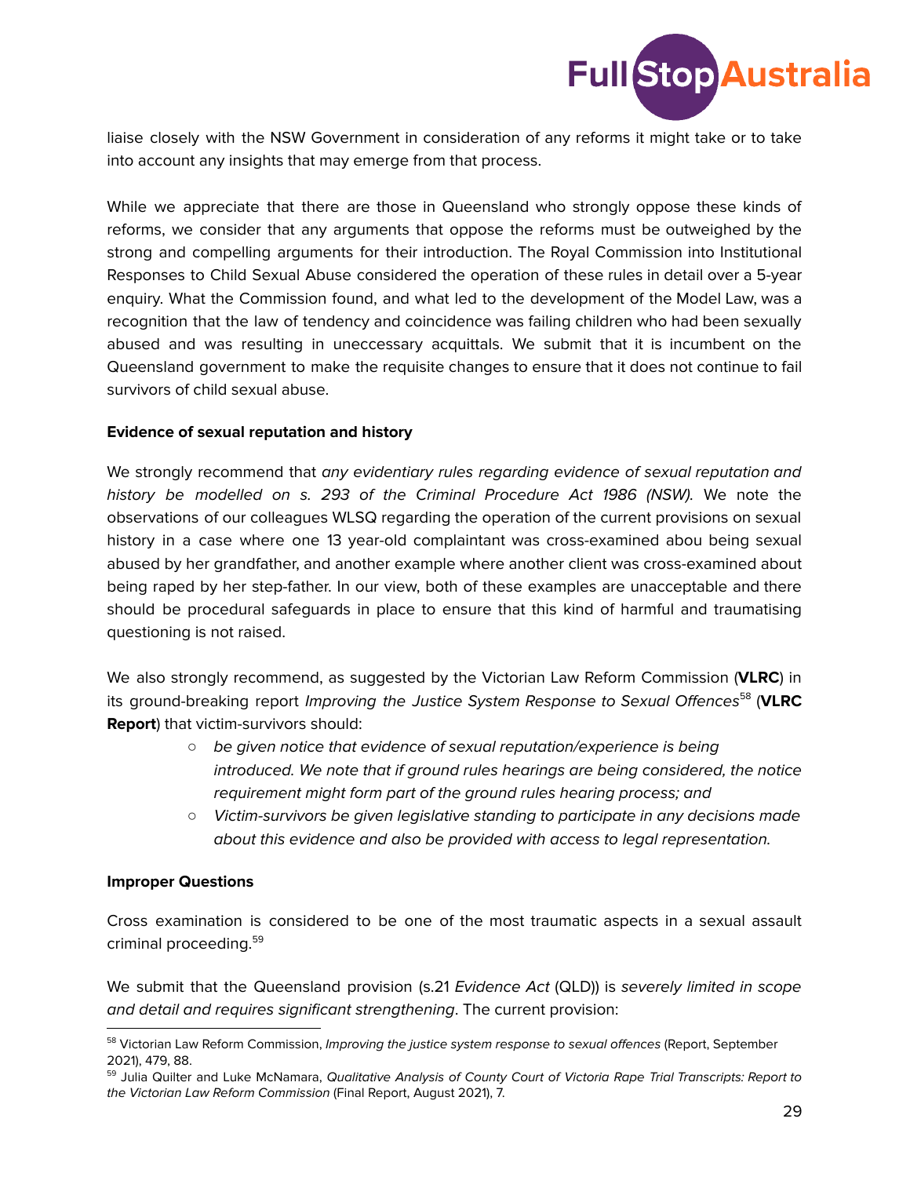liaise closely with the NSW Government in consideration of any reforms it might take or to take into account any insights that may emerge from that process.

While we appreciate that there are those in Queensland who strongly oppose these kinds of reforms, we consider that any arguments that oppose the reforms must be outweighed by the strong and compelling arguments for their introduction. The Royal Commission into Institutional Responses to Child Sexual Abuse considered the operation of these rules in detail over a 5-year enquiry. What the Commission found, and what led to the development of the Model Law, was a recognition that the law of tendency and coincidence was failing children who had been sexually abused and was resulting in uneccessary acquittals. We submit that it is incumbent on the Queensland government to make the requisite changes to ensure that it does not continue to fail survivors of child sexual abuse.

**Evidence of sexual reputation and history**

We strongly recommend that *any evidentiary rules regarding evidence of sexual reputation and history be modelled on s. 293 of the Criminal Procedure Act 1986 (NSW).* We note the observations of our colleagues WLSQ regarding the operation of the current provisions on sexual history in a case where one 13 year-old complaintant was cross-examined abou being sexual abused by her grandfather, and another example where another client was cross-examined about being raped by her step-father. In our view, both of these examples are unacceptable and there should be procedural safeguards in place to ensure that this kind of harmful and traumatising questioning is not raised.

We also strongly recommend, as suggested by the Victorian Law Reform Commission (**VLRC**) in its ground-breaking report *Improving the Justice System Response to Sexual Offences*[58] (**VLRC Report**) that victim-survivors should:

- *be given notice that evidence of sexual reputation/experience is being introduced. We note that if ground rules hearings are being considered, the notice requirement might form part of the ground rules hearing process; and*
- *Victim-survivors be given legislative standing to participate in any decisions made about this evidence and also be provided with access to legal representation.*

**Improper Questions**

Cross examination is considered to be one of the most traumatic aspects in a sexual assault criminal proceeding.[59]

We submit that the Queensland provision (s.21 *Evidence Act* (QLD)) is *severely limited in scope and detail and requires significant strengthening*. The current provision:

---

[58] Victorian Law Reform Commission, *Improving the justice system response to sexual offences* (Report, September 2021), 479, 88.

[59] Julia Quilter and Luke McNamara, *Qualitative Analysis of County Court of Victoria Rape Trial Transcripts: Report to the Victorian Law Reform Commission* (Final Report, August 2021), 7.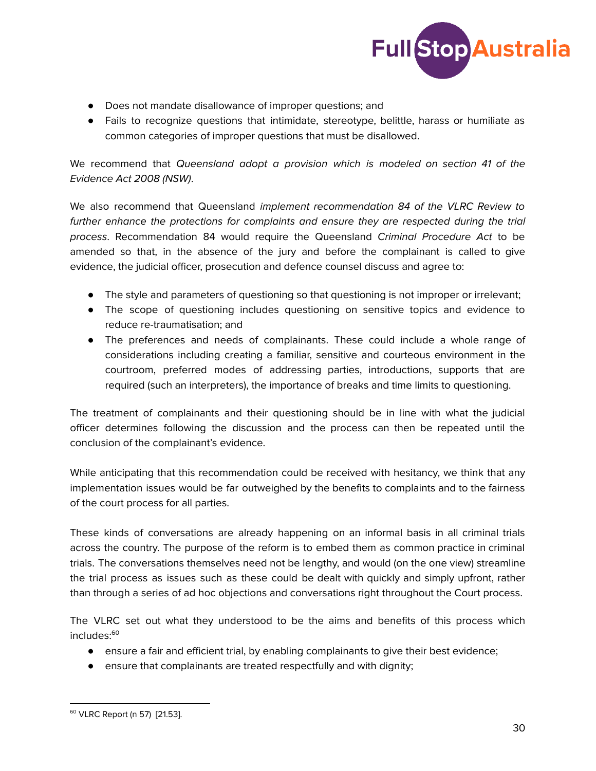- Does not mandate disallowance of improper questions; and
- Fails to recognize questions that intimidate, stereotype, belittle, harass or humiliate as common categories of improper questions that must be disallowed.

We recommend that *Queensland adopt a provision which is modeled on section 41 of the Evidence Act 2008 (NSW)*.

We also recommend that Queensland *implement recommendation 84 of the VLRC Review to further enhance the protections for complaints and ensure they are respected during the trial process*. Recommendation 84 would require the Queensland *Criminal Procedure Act* to be amended so that, in the absence of the jury and before the complainant is called to give evidence, the judicial officer, prosecution and defence counsel discuss and agree to:

- The style and parameters of questioning so that questioning is not improper or irrelevant;
- The scope of questioning includes questioning on sensitive topics and evidence to reduce re-traumatisation; and
- The preferences and needs of complainants. These could include a whole range of considerations including creating a familiar, sensitive and courteous environment in the courtroom, preferred modes of addressing parties, introductions, supports that are required (such an interpreters), the importance of breaks and time limits to questioning.

The treatment of complainants and their questioning should be in line with what the judicial officer determines following the discussion and the process can then be repeated until the conclusion of the complainant's evidence.

While anticipating that this recommendation could be received with hesitancy, we think that any implementation issues would be far outweighed by the benefits to complaints and to the fairness of the court process for all parties.

These kinds of conversations are already happening on an informal basis in all criminal trials across the country. The purpose of the reform is to embed them as common practice in criminal trials. The conversations themselves need not be lengthy, and would (on the one view) streamline the trial process as issues such as these could be dealt with quickly and simply upfront, rather than through a series of ad hoc objections and conversations right throughout the Court process.

The VLRC set out what they understood to be the aims and benefits of this process which includes:[60]

- ensure a fair and efficient trial, by enabling complainants to give their best evidence;
- ensure that complainants are treated respectfully and with dignity;

[60] VLRC Report (n 57) [21.53].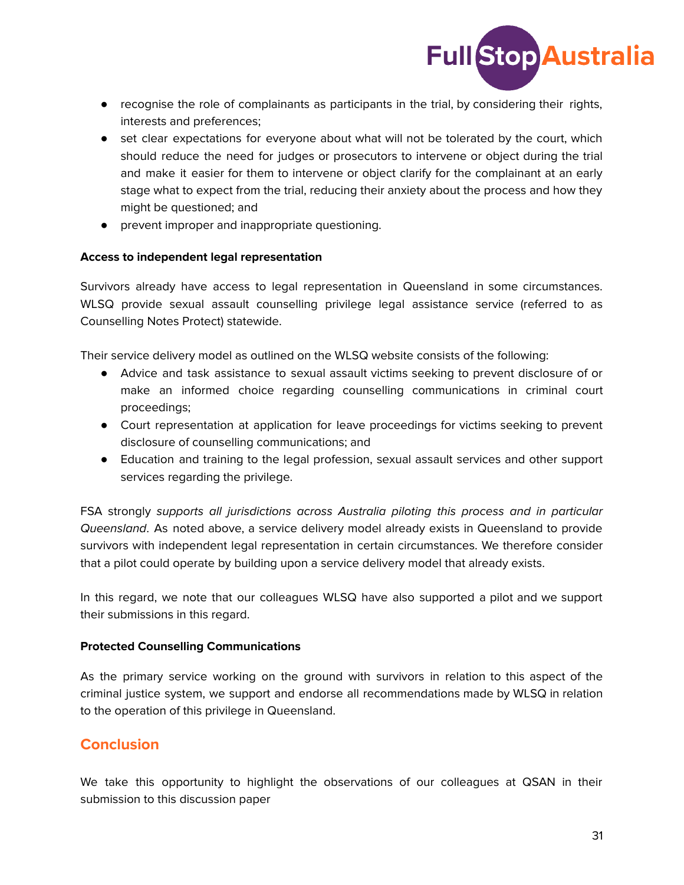- recognise the role of complainants as participants in the trial, by considering their rights, interests and preferences;
- set clear expectations for everyone about what will not be tolerated by the court, which should reduce the need for judges or prosecutors to intervene or object during the trial and make it easier for them to intervene or object clarify for the complainant at an early stage what to expect from the trial, reducing their anxiety about the process and how they might be questioned; and
- prevent improper and inappropriate questioning.

**Access to independent legal representation**

Survivors already have access to legal representation in Queensland in some circumstances. WLSQ provide sexual assault counselling privilege legal assistance service (referred to as Counselling Notes Protect) statewide.

Their service delivery model as outlined on the WLSQ website consists of the following:

- Advice and task assistance to sexual assault victims seeking to prevent disclosure of or make an informed choice regarding counselling communications in criminal court proceedings;
- Court representation at application for leave proceedings for victims seeking to prevent disclosure of counselling communications; and
- Education and training to the legal profession, sexual assault services and other support services regarding the privilege.

FSA strongly *supports all jurisdictions across Australia piloting this process and in particular Queensland*. As noted above, a service delivery model already exists in Queensland to provide survivors with independent legal representation in certain circumstances. We therefore consider that a pilot could operate by building upon a service delivery model that already exists.

In this regard, we note that our colleagues WLSQ have also supported a pilot and we support their submissions in this regard.

**Protected Counselling Communications**

As the primary service working on the ground with survivors in relation to this aspect of the criminal justice system, we support and endorse all recommendations made by WLSQ in relation to the operation of this privilege in Queensland.

## Conclusion

We take this opportunity to highlight the observations of our colleagues at QSAN in their submission to this discussion paper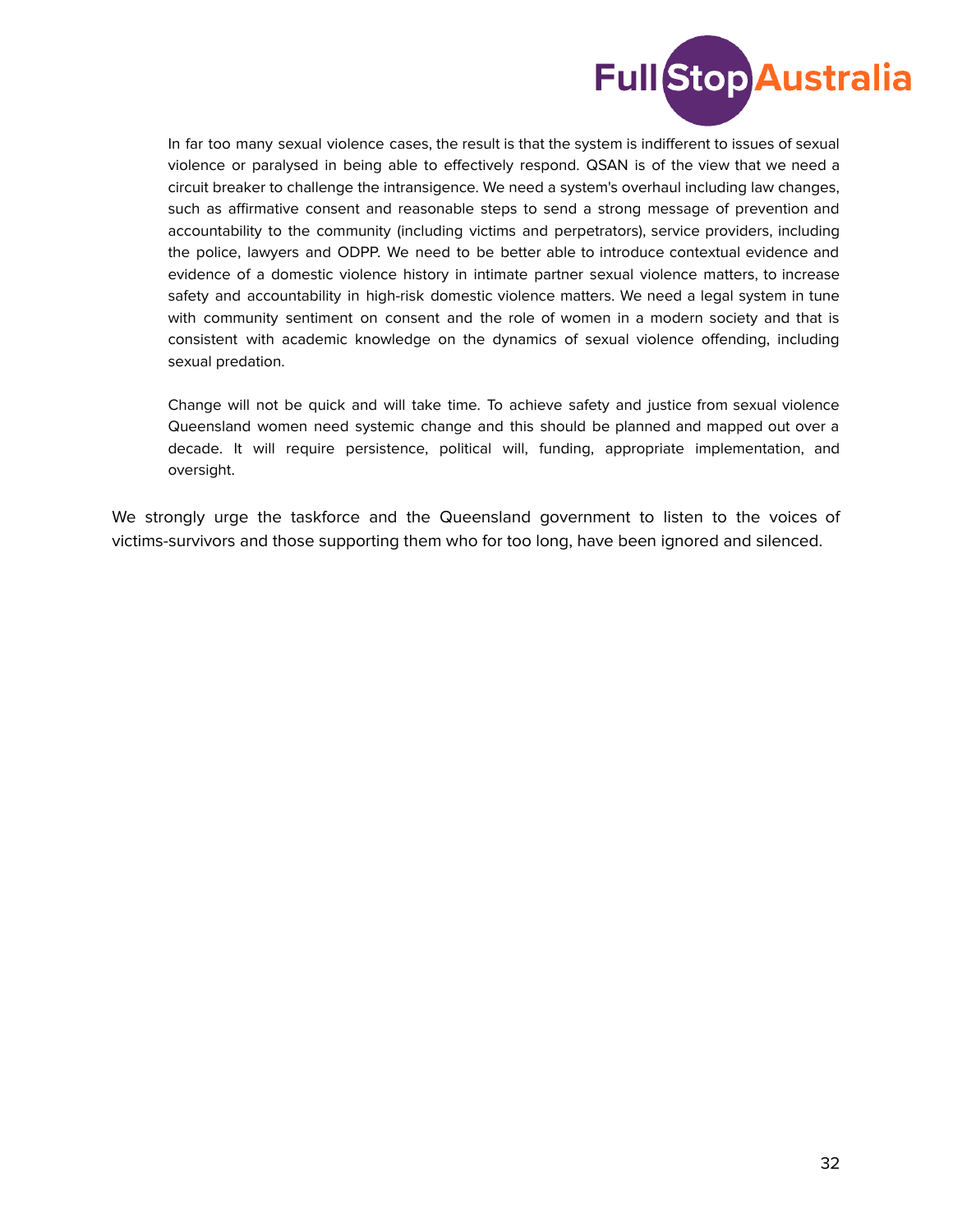> In far too many sexual violence cases, the result is that the system is indifferent to issues of sexual violence or paralysed in being able to effectively respond. QSAN is of the view that we need a circuit breaker to challenge the intransigence. We need a system's overhaul including law changes, such as affirmative consent and reasonable steps to send a strong message of prevention and accountability to the community (including victims and perpetrators), service providers, including the police, lawyers and ODPP. We need to be better able to introduce contextual evidence and evidence of a domestic violence history in intimate partner sexual violence matters, to increase safety and accountability in high-risk domestic violence matters. We need a legal system in tune with community sentiment on consent and the role of women in a modern society and that is consistent with academic knowledge on the dynamics of sexual violence offending, including sexual predation.
>
> Change will not be quick and will take time. To achieve safety and justice from sexual violence Queensland women need systemic change and this should be planned and mapped out over a decade. It will require persistence, political will, funding, appropriate implementation, and oversight.

We strongly urge the taskforce and the Queensland government to listen to the voices of victims-survivors and those supporting them who for too long, have been ignored and silenced.